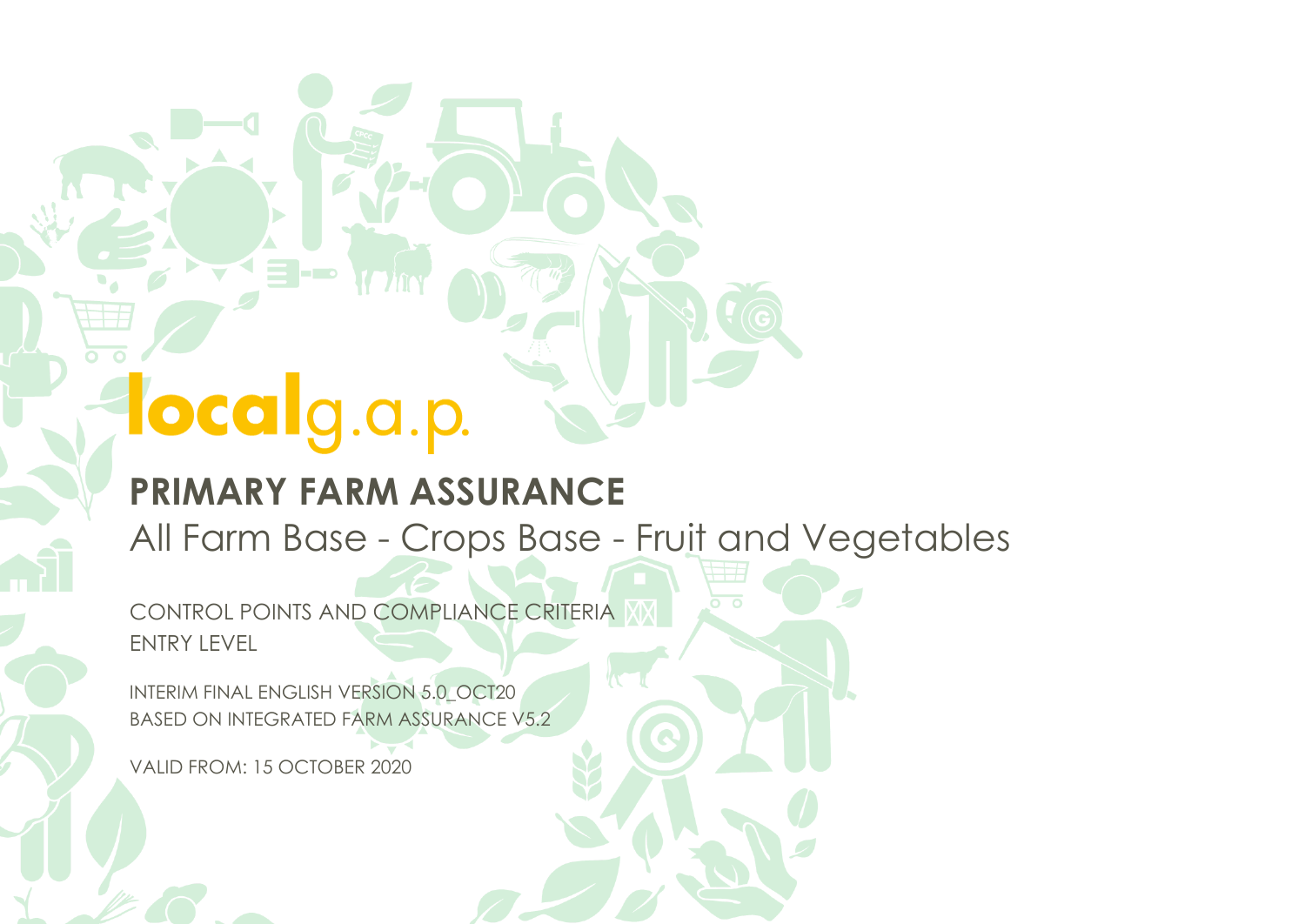# localg.a.p.

## PRIMARY FARM ASSURANCE

All Farm Base - Crops Base - Fruit and Vegetables

CONTROL POINTS AND COMPLIANCE CRITERIA
ENTRY LEVEL

INTERIM FINAL ENGLISH VERSION 5.0_OCT20
BASED ON INTEGRATED FARM ASSURANCE V5.2

VALID FROM: 15 OCTOBER 2020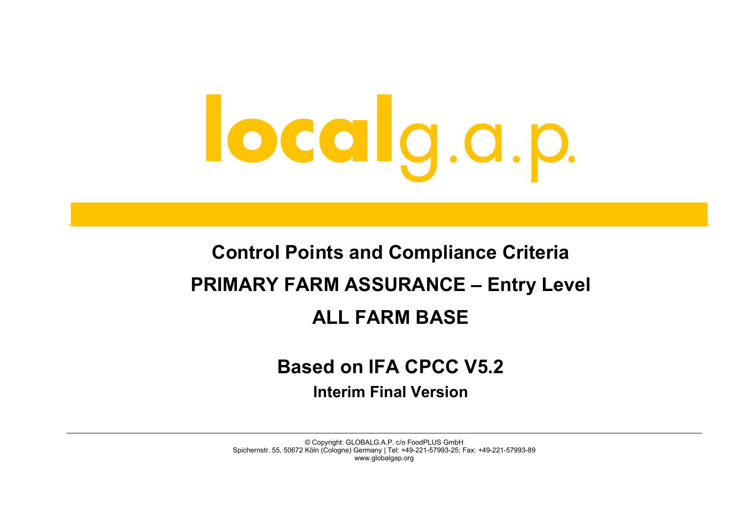# localg.a.p.

## Control Points and Compliance Criteria

## PRIMARY FARM ASSURANCE – Entry Level

## ALL FARM BASE

### Based on IFA CPCC V5.2

**Interim Final Version**

© Copyright: GLOBALG.A.P. c/o FoodPLUS GmbH
Spichernstr. 55, 50672 Köln (Cologne) Germany | Tel: +49-221-57993-25; Fax: +49-221-57993-89
www.globalgap.org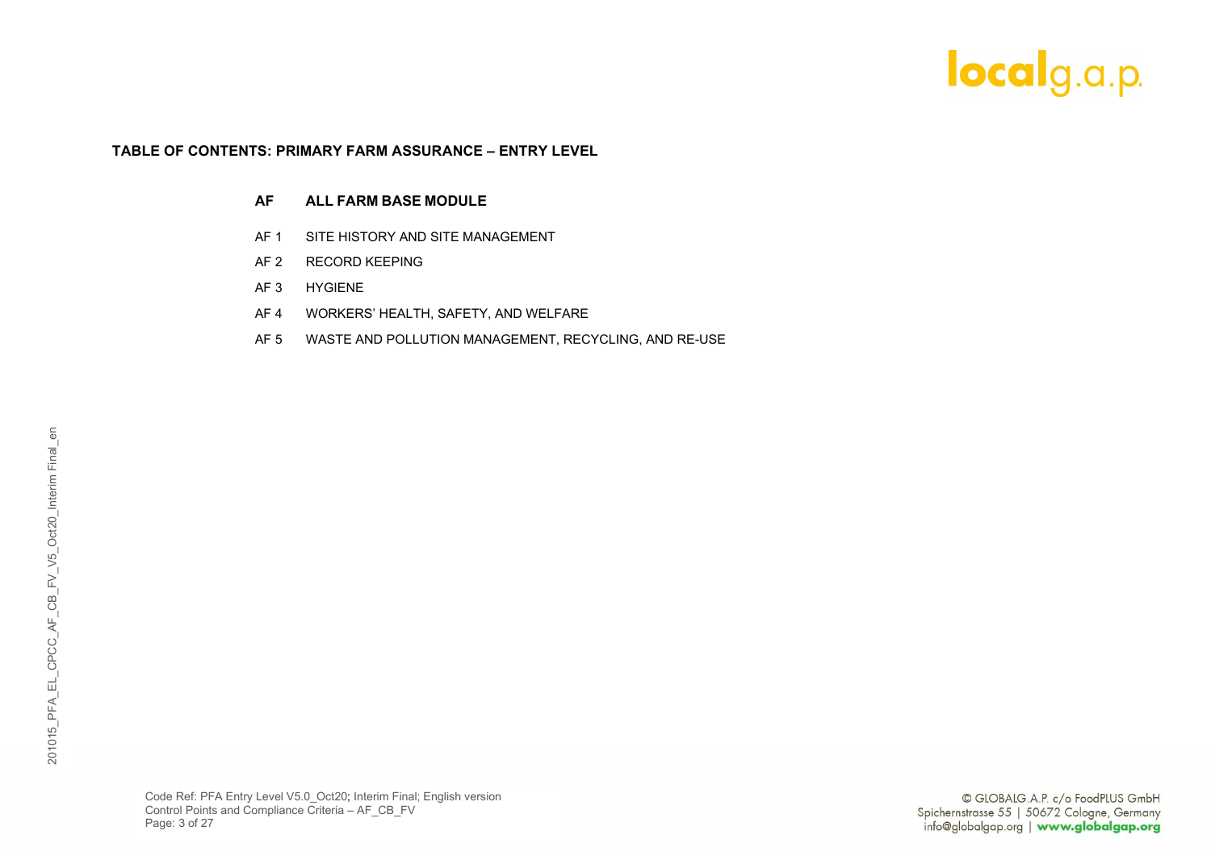## TABLE OF CONTENTS: PRIMARY FARM ASSURANCE – ENTRY LEVEL

**AF ALL FARM BASE MODULE**

AF 1 SITE HISTORY AND SITE MANAGEMENT

AF 2 RECORD KEEPING

AF 3 HYGIENE

AF 4 WORKERS' HEALTH, SAFETY, AND WELFARE

AF 5 WASTE AND POLLUTION MANAGEMENT, RECYCLING, AND RE-USE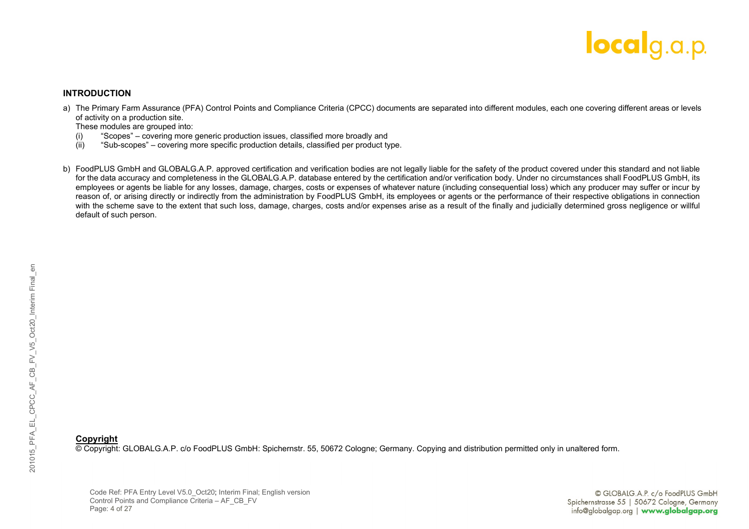## INTRODUCTION

a) The Primary Farm Assurance (PFA) Control Points and Compliance Criteria (CPCC) documents are separated into different modules, each one covering different areas or levels of activity on a production site.
   These modules are grouped into:
   (i) "Scopes" – covering more generic production issues, classified more broadly and
   (ii) "Sub-scopes" – covering more specific production details, classified per product type.

b) FoodPLUS GmbH and GLOBALG.A.P. approved certification and verification bodies are not legally liable for the safety of the product covered under this standard and not liable for the data accuracy and completeness in the GLOBALG.A.P. database entered by the certification and/or verification body. Under no circumstances shall FoodPLUS GmbH, its employees or agents be liable for any losses, damage, charges, costs or expenses of whatever nature (including consequential loss) which any producer may suffer or incur by reason of, or arising directly or indirectly from the administration by FoodPLUS GmbH, its employees or agents or the performance of their respective obligations in connection with the scheme save to the extent that such loss, damage, charges, costs and/or expenses arise as a result of the finally and judicially determined gross negligence or willful default of such person.

**Copyright**
© Copyright: GLOBALG.A.P. c/o FoodPLUS GmbH: Spichernstr. 55, 50672 Cologne; Germany. Copying and distribution permitted only in unaltered form.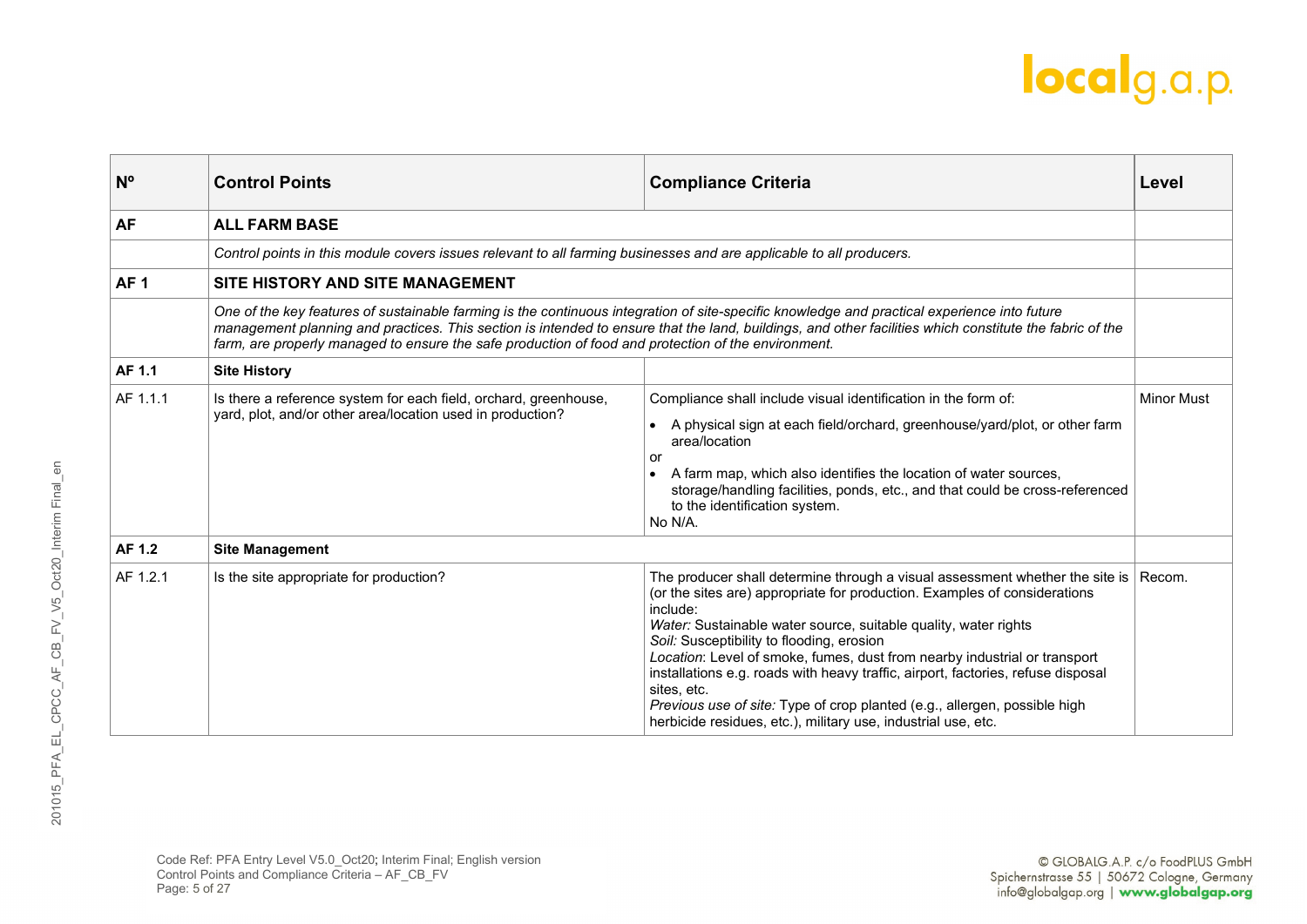| Nº | Control Points | Compliance Criteria | Level |
|---|---|---|---|
| **AF** | **ALL FARM BASE** | | |
| | *Control points in this module covers issues relevant to all farming businesses and are applicable to all producers.* | | |
| **AF 1** | **SITE HISTORY AND SITE MANAGEMENT** | | |
| | *One of the key features of sustainable farming is the continuous integration of site-specific knowledge and practical experience into future management planning and practices. This section is intended to ensure that the land, buildings, and other facilities which constitute the fabric of the farm, are properly managed to ensure the safe production of food and protection of the environment.* | | |
| **AF 1.1** | **Site History** | | |
| AF 1.1.1 | Is there a reference system for each field, orchard, greenhouse, yard, plot, and/or other area/location used in production? | Compliance shall include visual identification in the form of: <br>• A physical sign at each field/orchard, greenhouse/yard/plot, or other farm area/location <br>or <br>• A farm map, which also identifies the location of water sources, storage/handling facilities, ponds, etc., and that could be cross-referenced to the identification system. <br>No N/A. | Minor Must |
| **AF 1.2** | **Site Management** | | |
| AF 1.2.1 | Is the site appropriate for production? | The producer shall determine through a visual assessment whether the site is (or the sites are) appropriate for production. Examples of considerations include: <br>*Water:* Sustainable water source, suitable quality, water rights <br>*Soil:* Susceptibility to flooding, erosion <br>*Location*: Level of smoke, fumes, dust from nearby industrial or transport installations e.g. roads with heavy traffic, airport, factories, refuse disposal sites, etc. <br>*Previous use of site:* Type of crop planted (e.g., allergen, possible high herbicide residues, etc.), military use, industrial use, etc. | Recom. |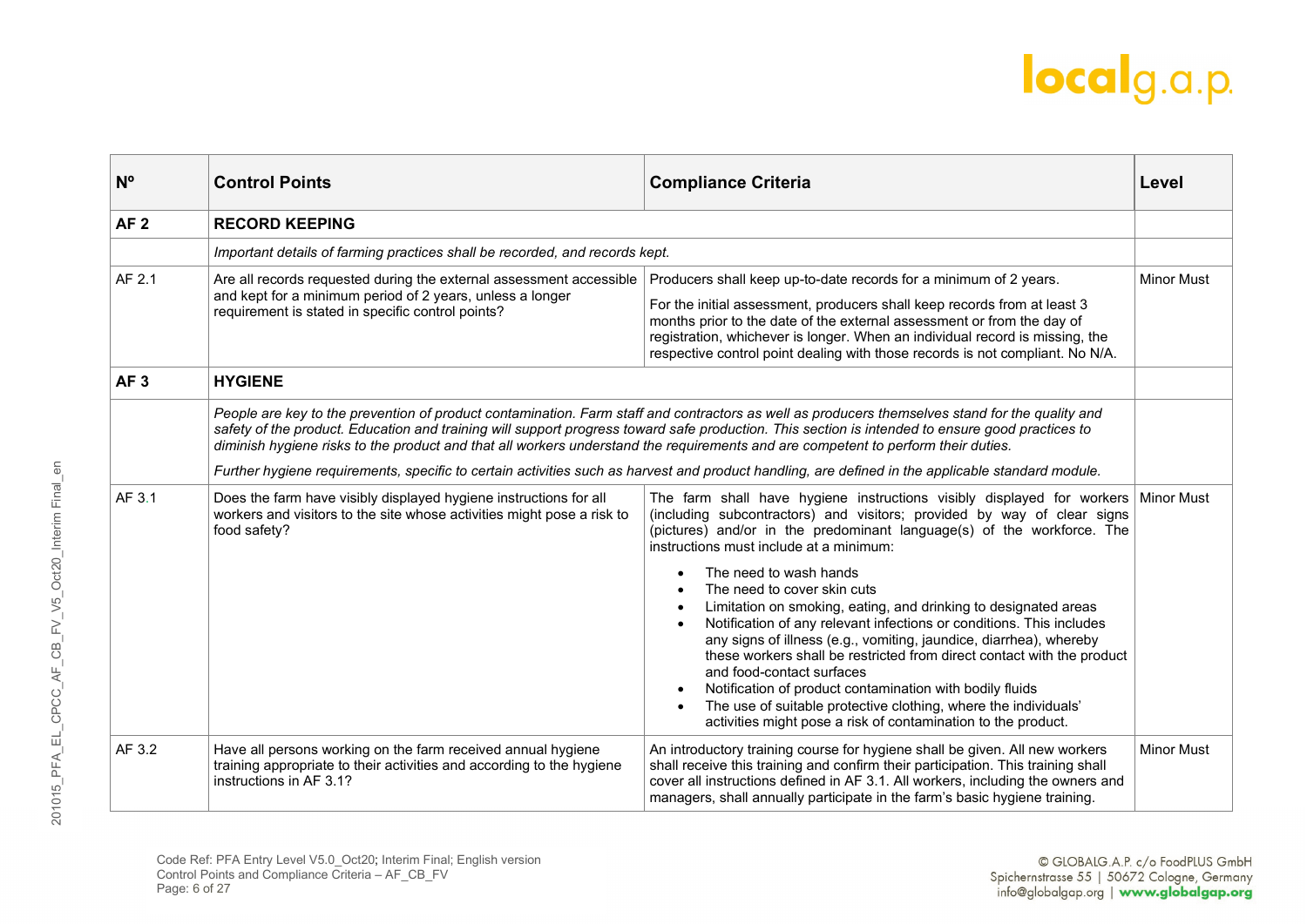| Nº | Control Points | Compliance Criteria | Level |
|---|---|---|---|
| **AF 2** | **RECORD KEEPING** | | |
| | *Important details of farming practices shall be recorded, and records kept.* | | |
| AF 2.1 | Are all records requested during the external assessment accessible and kept for a minimum period of 2 years, unless a longer requirement is stated in specific control points? | Producers shall keep up-to-date records for a minimum of 2 years.<br><br>For the initial assessment, producers shall keep records from at least 3 months prior to the date of the external assessment or from the day of registration, whichever is longer. When an individual record is missing, the respective control point dealing with those records is not compliant. No N/A. | Minor Must |
| **AF 3** | **HYGIENE** | | |
| | *People are key to the prevention of product contamination. Farm staff and contractors as well as producers themselves stand for the quality and safety of the product. Education and training will support progress toward safe production. This section is intended to ensure good practices to diminish hygiene risks to the product and that all workers understand the requirements and are competent to perform their duties.*<br><br>*Further hygiene requirements, specific to certain activities such as harvest and product handling, are defined in the applicable standard module.* | | |
| AF 3.1 | Does the farm have visibly displayed hygiene instructions for all workers and visitors to the site whose activities might pose a risk to food safety? | The farm shall have hygiene instructions visibly displayed for workers (including subcontractors) and visitors; provided by way of clear signs (pictures) and/or in the predominant language(s) of the workforce. The instructions must include at a minimum:<br><br>• The need to wash hands<br>• The need to cover skin cuts<br>• Limitation on smoking, eating, and drinking to designated areas<br>• Notification of any relevant infections or conditions. This includes any signs of illness (e.g., vomiting, jaundice, diarrhea), whereby these workers shall be restricted from direct contact with the product and food-contact surfaces<br>• Notification of product contamination with bodily fluids<br>• The use of suitable protective clothing, where the individuals' activities might pose a risk of contamination to the product. | Minor Must |
| AF 3.2 | Have all persons working on the farm received annual hygiene training appropriate to their activities and according to the hygiene instructions in AF 3.1? | An introductory training course for hygiene shall be given. All new workers shall receive this training and confirm their participation. This training shall cover all instructions defined in AF 3.1. All workers, including the owners and managers, shall annually participate in the farm's basic hygiene training. | Minor Must |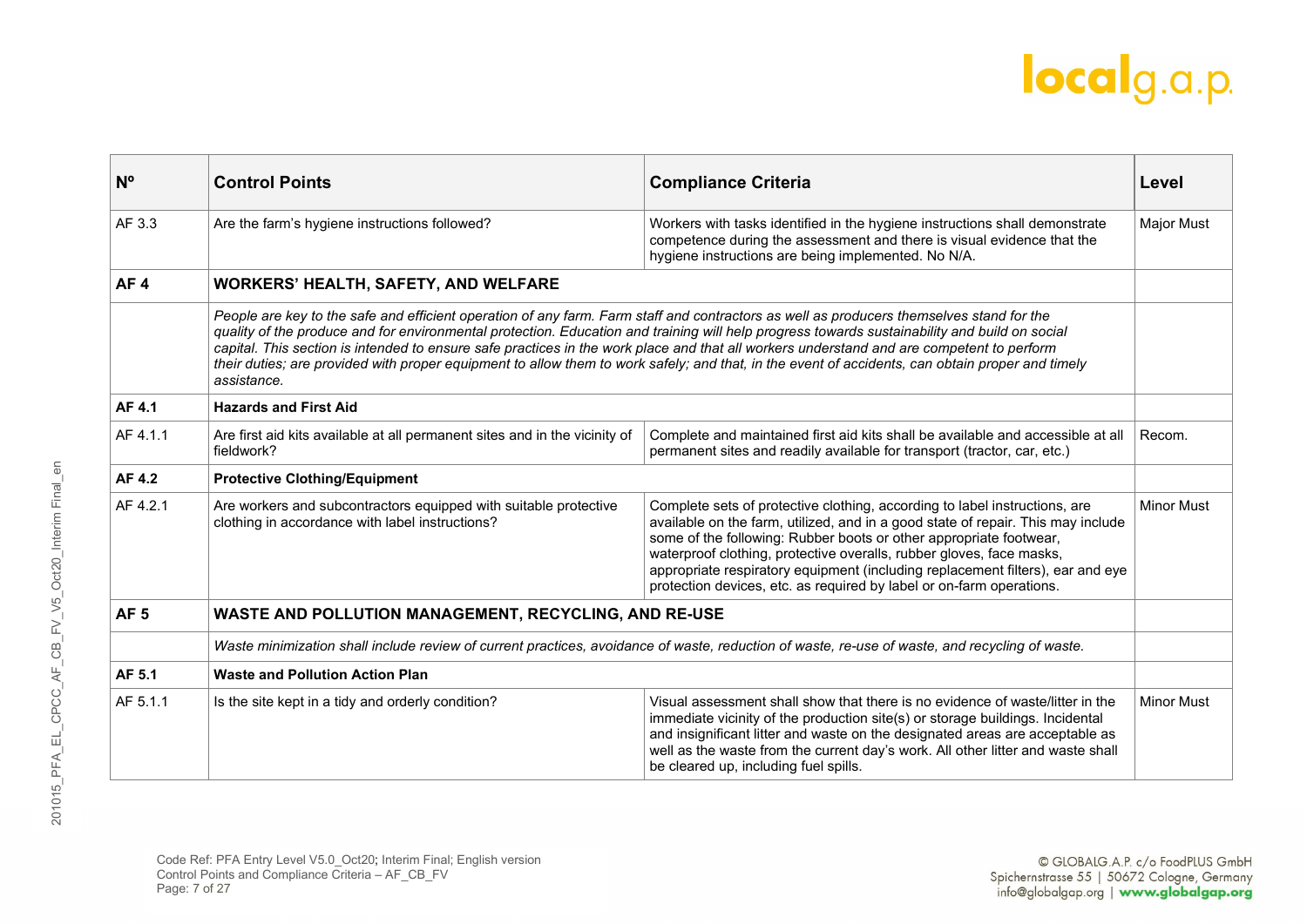| Nº | Control Points | Compliance Criteria | Level |
|---|---|---|---|
| AF 3.3 | Are the farm's hygiene instructions followed? | Workers with tasks identified in the hygiene instructions shall demonstrate competence during the assessment and there is visual evidence that the hygiene instructions are being implemented. No N/A. | Major Must |
| **AF 4** | **WORKERS' HEALTH, SAFETY, AND WELFARE** | | |
| | *People are key to the safe and efficient operation of any farm. Farm staff and contractors as well as producers themselves stand for the quality of the produce and for environmental protection. Education and training will help progress towards sustainability and build on social capital. This section is intended to ensure safe practices in the work place and that all workers understand and are competent to perform their duties; are provided with proper equipment to allow them to work safely; and that, in the event of accidents, can obtain proper and timely assistance.* | | |
| **AF 4.1** | **Hazards and First Aid** | | |
| AF 4.1.1 | Are first aid kits available at all permanent sites and in the vicinity of fieldwork? | Complete and maintained first aid kits shall be available and accessible at all permanent sites and readily available for transport (tractor, car, etc.) | Recom. |
| **AF 4.2** | **Protective Clothing/Equipment** | | |
| AF 4.2.1 | Are workers and subcontractors equipped with suitable protective clothing in accordance with label instructions? | Complete sets of protective clothing, according to label instructions, are available on the farm, utilized, and in a good state of repair. This may include some of the following: Rubber boots or other appropriate footwear, waterproof clothing, protective overalls, rubber gloves, face masks, appropriate respiratory equipment (including replacement filters), ear and eye protection devices, etc. as required by label or on-farm operations. | Minor Must |
| **AF 5** | **WASTE AND POLLUTION MANAGEMENT, RECYCLING, AND RE-USE** | | |
| | *Waste minimization shall include review of current practices, avoidance of waste, reduction of waste, re-use of waste, and recycling of waste.* | | |
| **AF 5.1** | **Waste and Pollution Action Plan** | | |
| AF 5.1.1 | Is the site kept in a tidy and orderly condition? | Visual assessment shall show that there is no evidence of waste/litter in the immediate vicinity of the production site(s) or storage buildings. Incidental and insignificant litter and waste on the designated areas are acceptable as well as the waste from the current day's work. All other litter and waste shall be cleared up, including fuel spills. | Minor Must |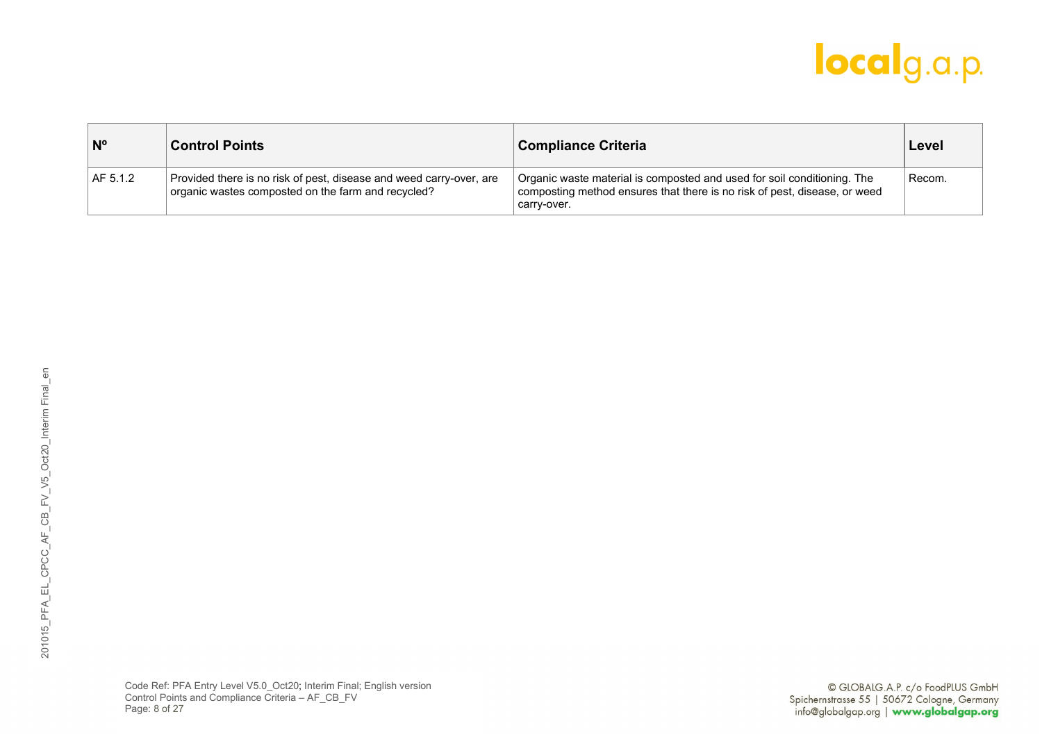| Nº | Control Points | Compliance Criteria | Level |
|---|---|---|---|
| AF 5.1.2 | Provided there is no risk of pest, disease and weed carry-over, are organic wastes composted on the farm and recycled? | Organic waste material is composted and used for soil conditioning. The composting method ensures that there is no risk of pest, disease, or weed carry-over. | Recom. |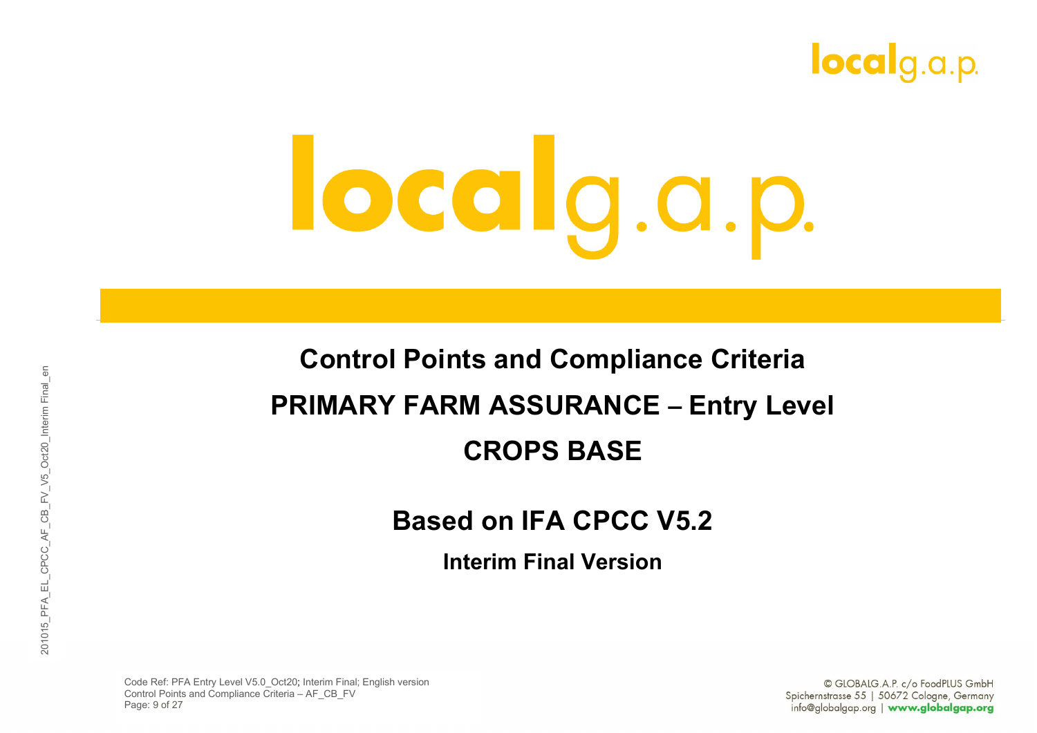# localg.a.p.

## Control Points and Compliance Criteria

## PRIMARY FARM ASSURANCE – Entry Level

## CROPS BASE

### Based on IFA CPCC V5.2

**Interim Final Version**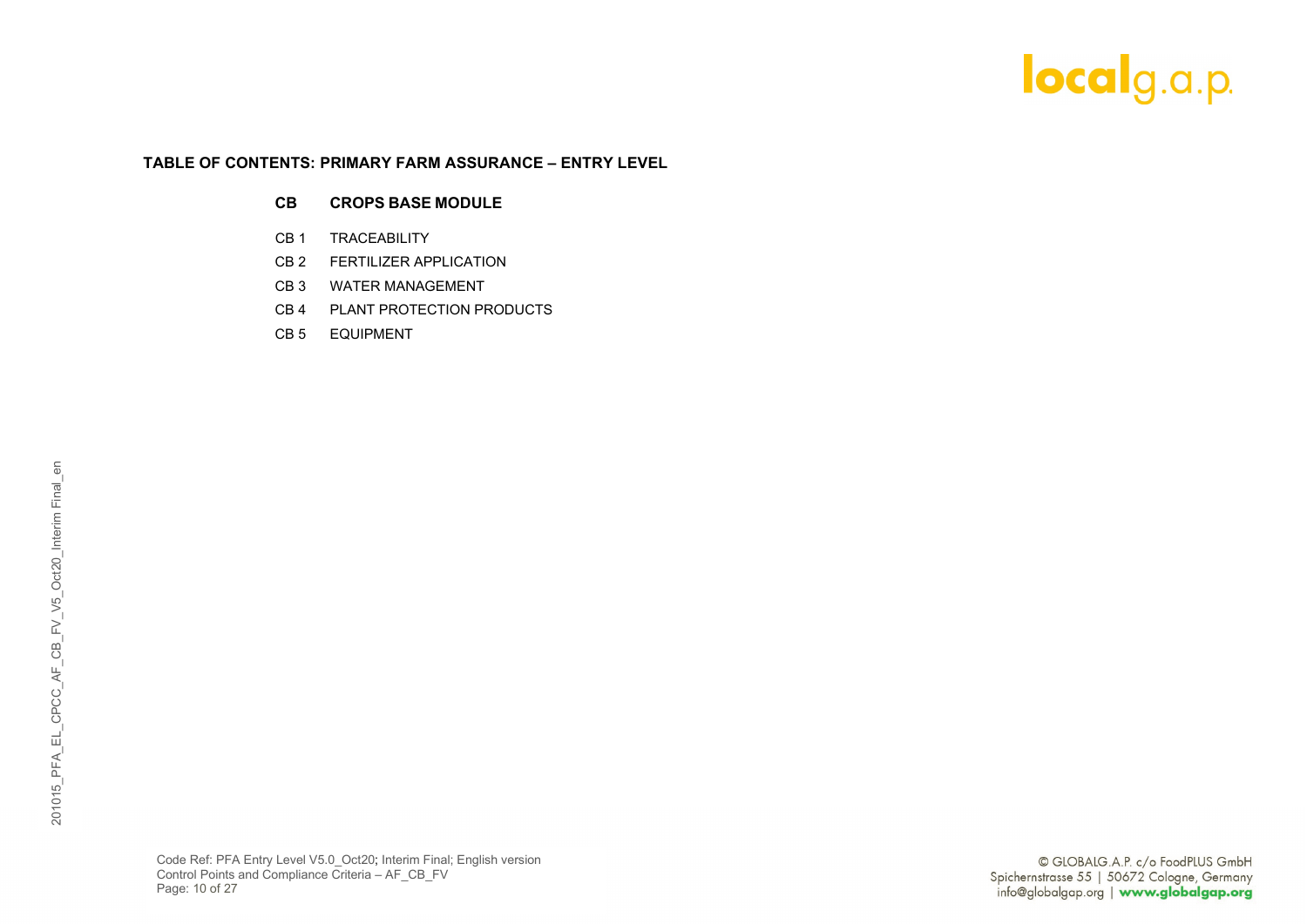## TABLE OF CONTENTS: PRIMARY FARM ASSURANCE – ENTRY LEVEL

### CB CROPS BASE MODULE

- CB 1 TRACEABILITY
- CB 2 FERTILIZER APPLICATION
- CB 3 WATER MANAGEMENT
- CB 4 PLANT PROTECTION PRODUCTS
- CB 5 EQUIPMENT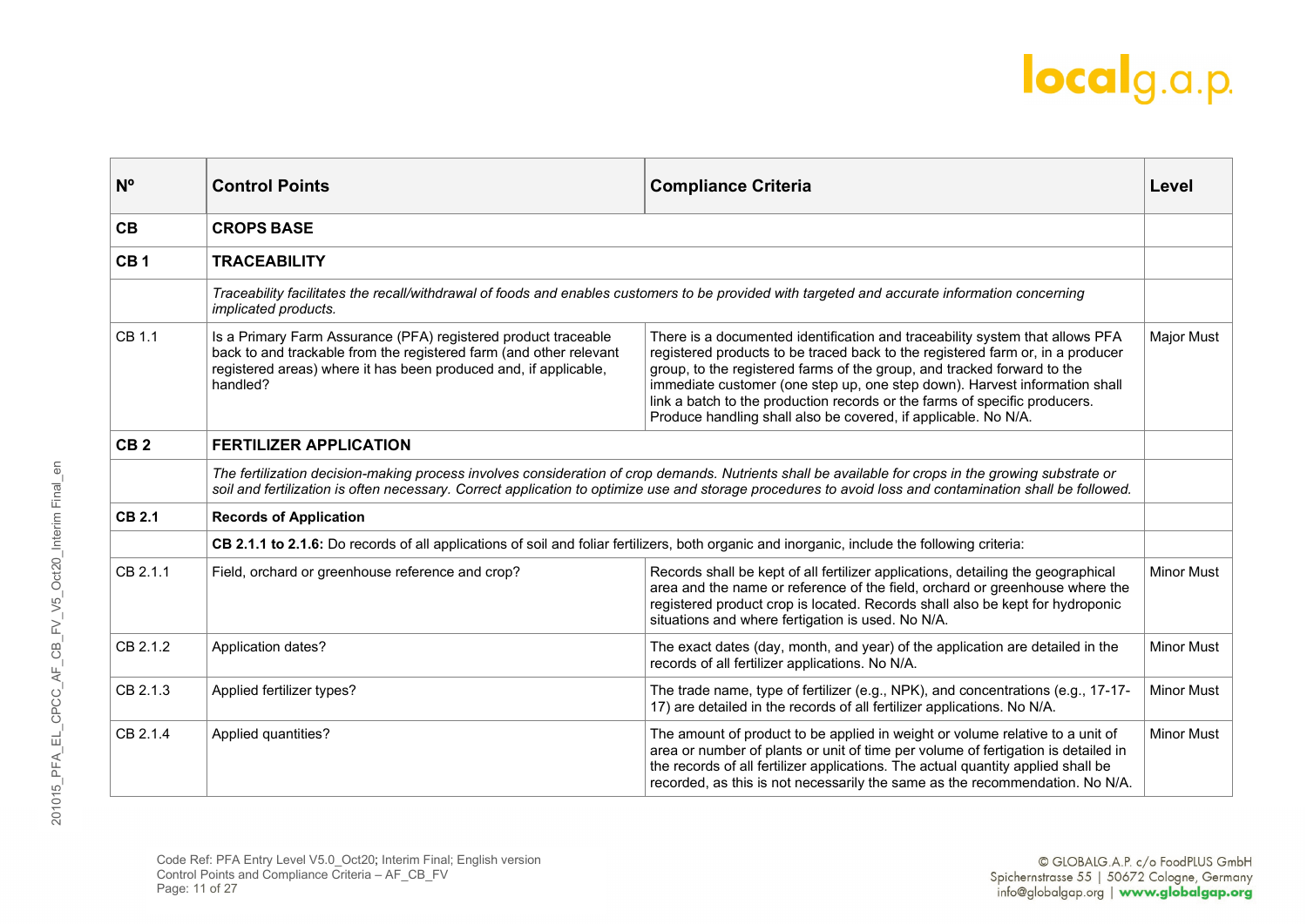| Nº | Control Points | Compliance Criteria | Level |
|---|---|---|---|
| **CB** | **CROPS BASE** | | |
| **CB 1** | **TRACEABILITY** | | |
| | *Traceability facilitates the recall/withdrawal of foods and enables customers to be provided with targeted and accurate information concerning implicated products.* | | |
| CB 1.1 | Is a Primary Farm Assurance (PFA) registered product traceable back to and trackable from the registered farm (and other relevant registered areas) where it has been produced and, if applicable, handled? | There is a documented identification and traceability system that allows PFA registered products to be traced back to the registered farm or, in a producer group, to the registered farms of the group, and tracked forward to the immediate customer (one step up, one step down). Harvest information shall link a batch to the production records or the farms of specific producers. Produce handling shall also be covered, if applicable. No N/A. | Major Must |
| **CB 2** | **FERTILIZER APPLICATION** | | |
| | *The fertilization decision-making process involves consideration of crop demands. Nutrients shall be available for crops in the growing substrate or soil and fertilization is often necessary. Correct application to optimize use and storage procedures to avoid loss and contamination shall be followed.* | | |
| **CB 2.1** | **Records of Application** | | |
| | **CB 2.1.1 to 2.1.6:** Do records of all applications of soil and foliar fertilizers, both organic and inorganic, include the following criteria: | | |
| CB 2.1.1 | Field, orchard or greenhouse reference and crop? | Records shall be kept of all fertilizer applications, detailing the geographical area and the name or reference of the field, orchard or greenhouse where the registered product crop is located. Records shall also be kept for hydroponic situations and where fertigation is used. No N/A. | Minor Must |
| CB 2.1.2 | Application dates? | The exact dates (day, month, and year) of the application are detailed in the records of all fertilizer applications. No N/A. | Minor Must |
| CB 2.1.3 | Applied fertilizer types? | The trade name, type of fertilizer (e.g., NPK), and concentrations (e.g., 17-17-17) are detailed in the records of all fertilizer applications. No N/A. | Minor Must |
| CB 2.1.4 | Applied quantities? | The amount of product to be applied in weight or volume relative to a unit of area or number of plants or unit of time per volume of fertigation is detailed in the records of all fertilizer applications. The actual quantity applied shall be recorded, as this is not necessarily the same as the recommendation. No N/A. | Minor Must |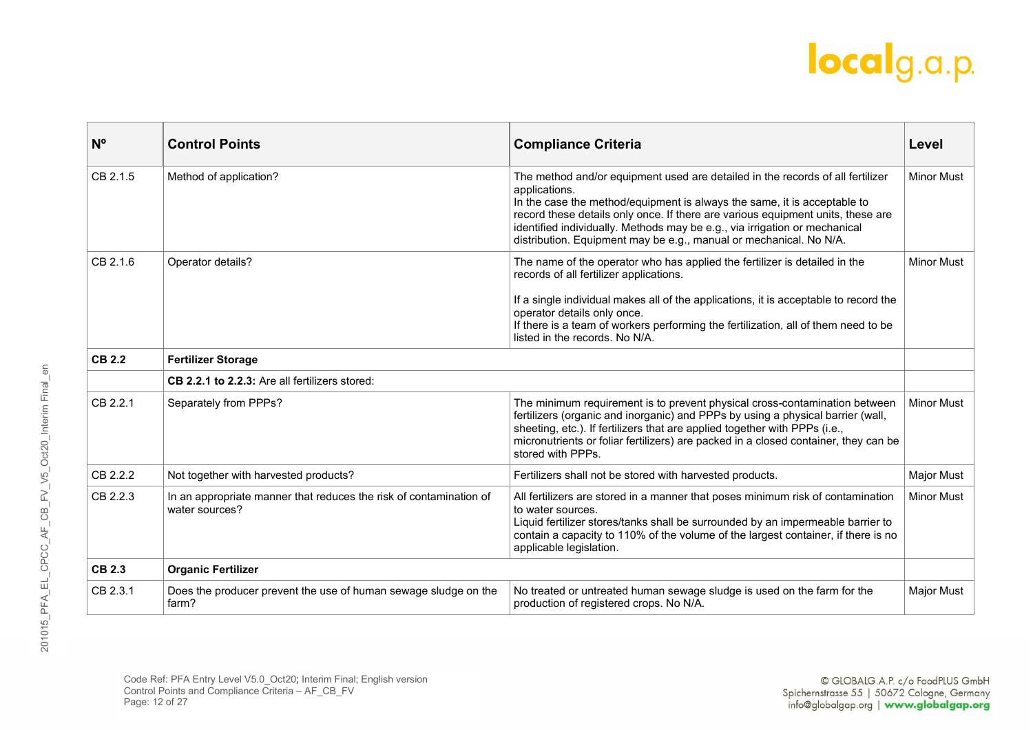| Nº | Control Points | Compliance Criteria | Level |
|---|---|---|---|
| CB 2.1.5 | Method of application? | The method and/or equipment used are detailed in the records of all fertilizer applications.<br>In the case the method/equipment is always the same, it is acceptable to record these details only once. If there are various equipment units, these are identified individually. Methods may be e.g., via irrigation or mechanical distribution. Equipment may be e.g., manual or mechanical. No N/A. | Minor Must |
| CB 2.1.6 | Operator details? | The name of the operator who has applied the fertilizer is detailed in the records of all fertilizer applications.<br><br>If a single individual makes all of the applications, it is acceptable to record the operator details only once.<br>If there is a team of workers performing the fertilization, all of them need to be listed in the records. No N/A. | Minor Must |
| **CB 2.2** | **Fertilizer Storage** | | |
| | **CB 2.2.1 to 2.2.3:** Are all fertilizers stored: | | |
| CB 2.2.1 | Separately from PPPs? | The minimum requirement is to prevent physical cross-contamination between fertilizers (organic and inorganic) and PPPs by using a physical barrier (wall, sheeting, etc.). If fertilizers that are applied together with PPPs (i.e., micronutrients or foliar fertilizers) are packed in a closed container, they can be stored with PPPs. | Minor Must |
| CB 2.2.2 | Not together with harvested products? | Fertilizers shall not be stored with harvested products. | Major Must |
| CB 2.2.3 | In an appropriate manner that reduces the risk of contamination of water sources? | All fertilizers are stored in a manner that poses minimum risk of contamination to water sources.<br>Liquid fertilizer stores/tanks shall be surrounded by an impermeable barrier to contain a capacity to 110% of the volume of the largest container, if there is no applicable legislation. | Minor Must |
| **CB 2.3** | **Organic Fertilizer** | | |
| CB 2.3.1 | Does the producer prevent the use of human sewage sludge on the farm? | No treated or untreated human sewage sludge is used on the farm for the production of registered crops. No N/A. | Major Must |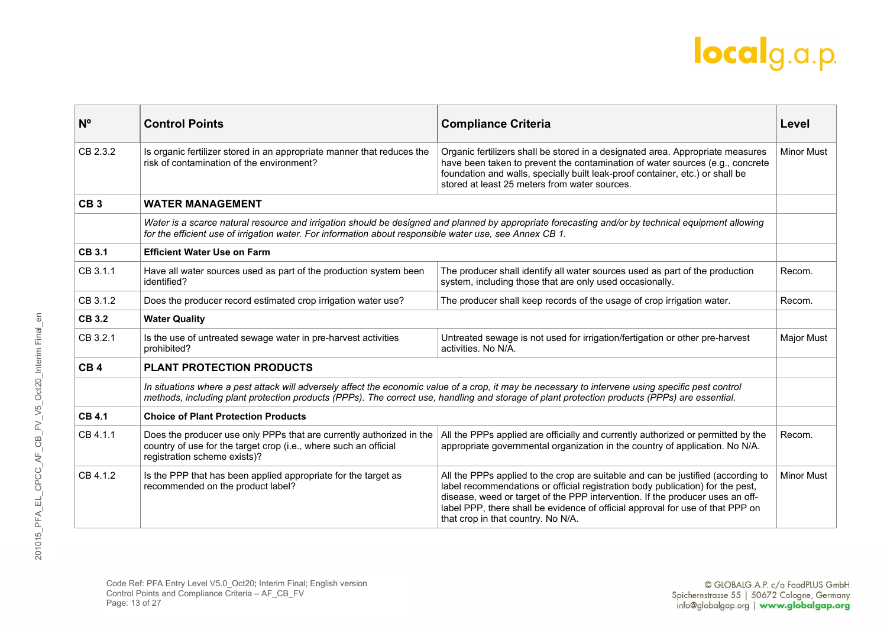| Nº | Control Points | Compliance Criteria | Level |
|---|---|---|---|
| CB 2.3.2 | Is organic fertilizer stored in an appropriate manner that reduces the risk of contamination of the environment? | Organic fertilizers shall be stored in a designated area. Appropriate measures have been taken to prevent the contamination of water sources (e.g., concrete foundation and walls, specially built leak-proof container, etc.) or shall be stored at least 25 meters from water sources. | Minor Must |
| **CB 3** | **WATER MANAGEMENT** | | |
| | *Water is a scarce natural resource and irrigation should be designed and planned by appropriate forecasting and/or by technical equipment allowing for the efficient use of irrigation water. For information about responsible water use, see Annex CB 1.* | | |
| **CB 3.1** | **Efficient Water Use on Farm** | | |
| CB 3.1.1 | Have all water sources used as part of the production system been identified? | The producer shall identify all water sources used as part of the production system, including those that are only used occasionally. | Recom. |
| CB 3.1.2 | Does the producer record estimated crop irrigation water use? | The producer shall keep records of the usage of crop irrigation water. | Recom. |
| **CB 3.2** | **Water Quality** | | |
| CB 3.2.1 | Is the use of untreated sewage water in pre-harvest activities prohibited? | Untreated sewage is not used for irrigation/fertigation or other pre-harvest activities. No N/A. | Major Must |
| **CB 4** | **PLANT PROTECTION PRODUCTS** | | |
| | *In situations where a pest attack will adversely affect the economic value of a crop, it may be necessary to intervene using specific pest control methods, including plant protection products (PPPs). The correct use, handling and storage of plant protection products (PPPs) are essential.* | | |
| **CB 4.1** | **Choice of Plant Protection Products** | | |
| CB 4.1.1 | Does the producer use only PPPs that are currently authorized in the country of use for the target crop (i.e., where such an official registration scheme exists)? | All the PPPs applied are officially and currently authorized or permitted by the appropriate governmental organization in the country of application. No N/A. | Recom. |
| CB 4.1.2 | Is the PPP that has been applied appropriate for the target as recommended on the product label? | All the PPPs applied to the crop are suitable and can be justified (according to label recommendations or official registration body publication) for the pest, disease, weed or target of the PPP intervention. If the producer uses an off-label PPP, there shall be evidence of official approval for use of that PPP on that crop in that country. No N/A. | Minor Must |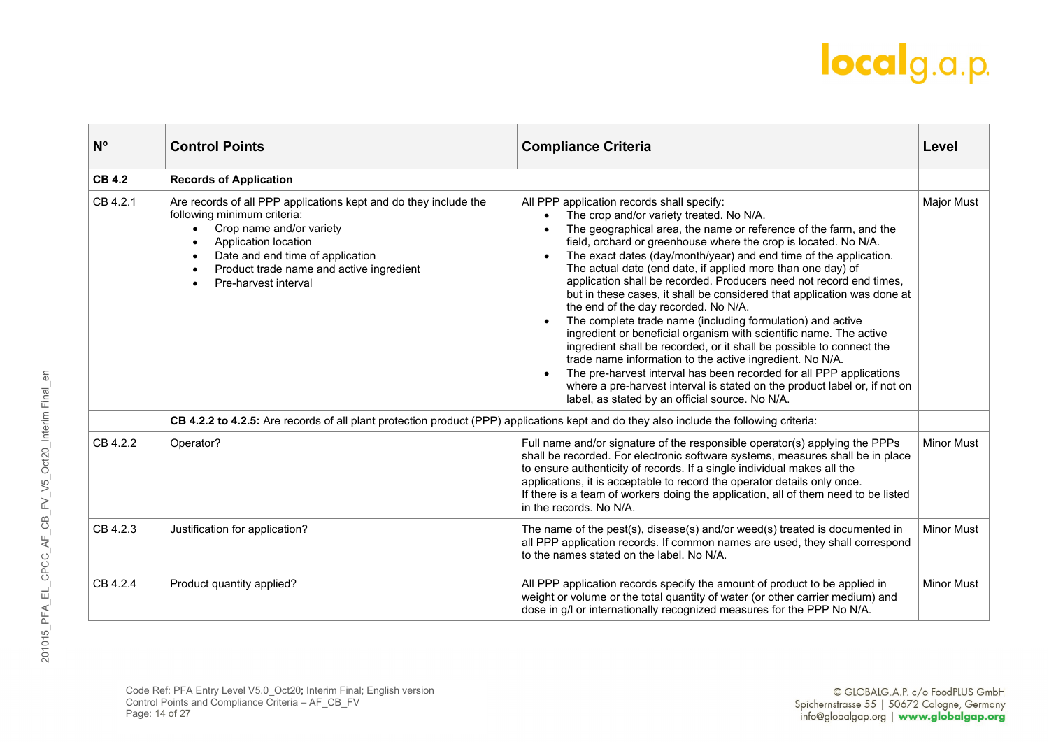| Nº | Control Points | Compliance Criteria | Level |
|---|---|---|---|
| **CB 4.2** | **Records of Application** | | |
| CB 4.2.1 | Are records of all PPP applications kept and do they include the following minimum criteria:<br>• Crop name and/or variety<br>• Application location<br>• Date and end time of application<br>• Product trade name and active ingredient<br>• Pre-harvest interval | All PPP application records shall specify:<br>• The crop and/or variety treated. No N/A.<br>• The geographical area, the name or reference of the farm, and the field, orchard or greenhouse where the crop is located. No N/A.<br>• The exact dates (day/month/year) and end time of the application. The actual date (end date, if applied more than one day) of application shall be recorded. Producers need not record end times, but in these cases, it shall be considered that application was done at the end of the day recorded. No N/A.<br>• The complete trade name (including formulation) and active ingredient or beneficial organism with scientific name. The active ingredient shall be recorded, or it shall be possible to connect the trade name information to the active ingredient. No N/A.<br>• The pre-harvest interval has been recorded for all PPP applications where a pre-harvest interval is stated on the product label or, if not on label, as stated by an official source. No N/A. | Major Must |
| | **CB 4.2.2 to 4.2.5:** Are records of all plant protection product (PPP) applications kept and do they also include the following criteria: | | |
| CB 4.2.2 | Operator? | Full name and/or signature of the responsible operator(s) applying the PPPs shall be recorded. For electronic software systems, measures shall be in place to ensure authenticity of records. If a single individual makes all the applications, it is acceptable to record the operator details only once.<br>If there is a team of workers doing the application, all of them need to be listed in the records. No N/A. | Minor Must |
| CB 4.2.3 | Justification for application? | The name of the pest(s), disease(s) and/or weed(s) treated is documented in all PPP application records. If common names are used, they shall correspond to the names stated on the label. No N/A. | Minor Must |
| CB 4.2.4 | Product quantity applied? | All PPP application records specify the amount of product to be applied in weight or volume or the total quantity of water (or other carrier medium) and dose in g/l or internationally recognized measures for the PPP No N/A. | Minor Must |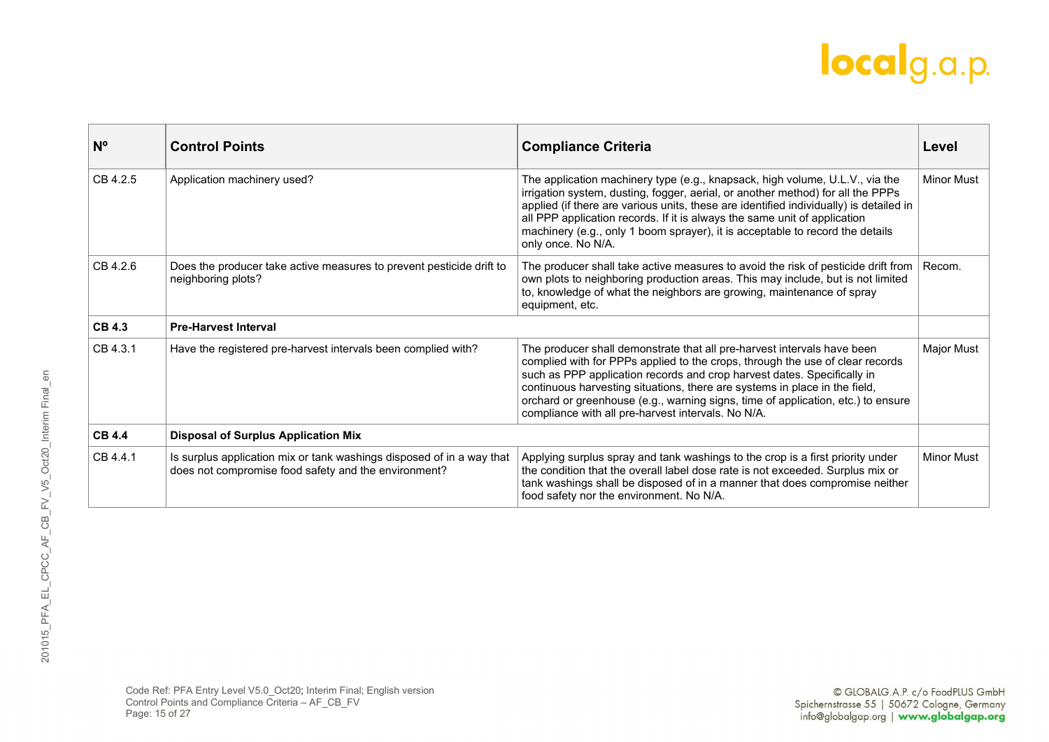| Nº | Control Points | Compliance Criteria | Level |
|---|---|---|---|
| CB 4.2.5 | Application machinery used? | The application machinery type (e.g., knapsack, high volume, U.L.V., via the irrigation system, dusting, fogger, aerial, or another method) for all the PPPs applied (if there are various units, these are identified individually) is detailed in all PPP application records. If it is always the same unit of application machinery (e.g., only 1 boom sprayer), it is acceptable to record the details only once. No N/A. | Minor Must |
| CB 4.2.6 | Does the producer take active measures to prevent pesticide drift to neighboring plots? | The producer shall take active measures to avoid the risk of pesticide drift from own plots to neighboring production areas. This may include, but is not limited to, knowledge of what the neighbors are growing, maintenance of spray equipment, etc. | Recom. |
| **CB 4.3** | **Pre-Harvest Interval** | | |
| CB 4.3.1 | Have the registered pre-harvest intervals been complied with? | The producer shall demonstrate that all pre-harvest intervals have been complied with for PPPs applied to the crops, through the use of clear records such as PPP application records and crop harvest dates. Specifically in continuous harvesting situations, there are systems in place in the field, orchard or greenhouse (e.g., warning signs, time of application, etc.) to ensure compliance with all pre-harvest intervals. No N/A. | Major Must |
| **CB 4.4** | **Disposal of Surplus Application Mix** | | |
| CB 4.4.1 | Is surplus application mix or tank washings disposed of in a way that does not compromise food safety and the environment? | Applying surplus spray and tank washings to the crop is a first priority under the condition that the overall label dose rate is not exceeded. Surplus mix or tank washings shall be disposed of in a manner that does compromise neither food safety nor the environment. No N/A. | Minor Must |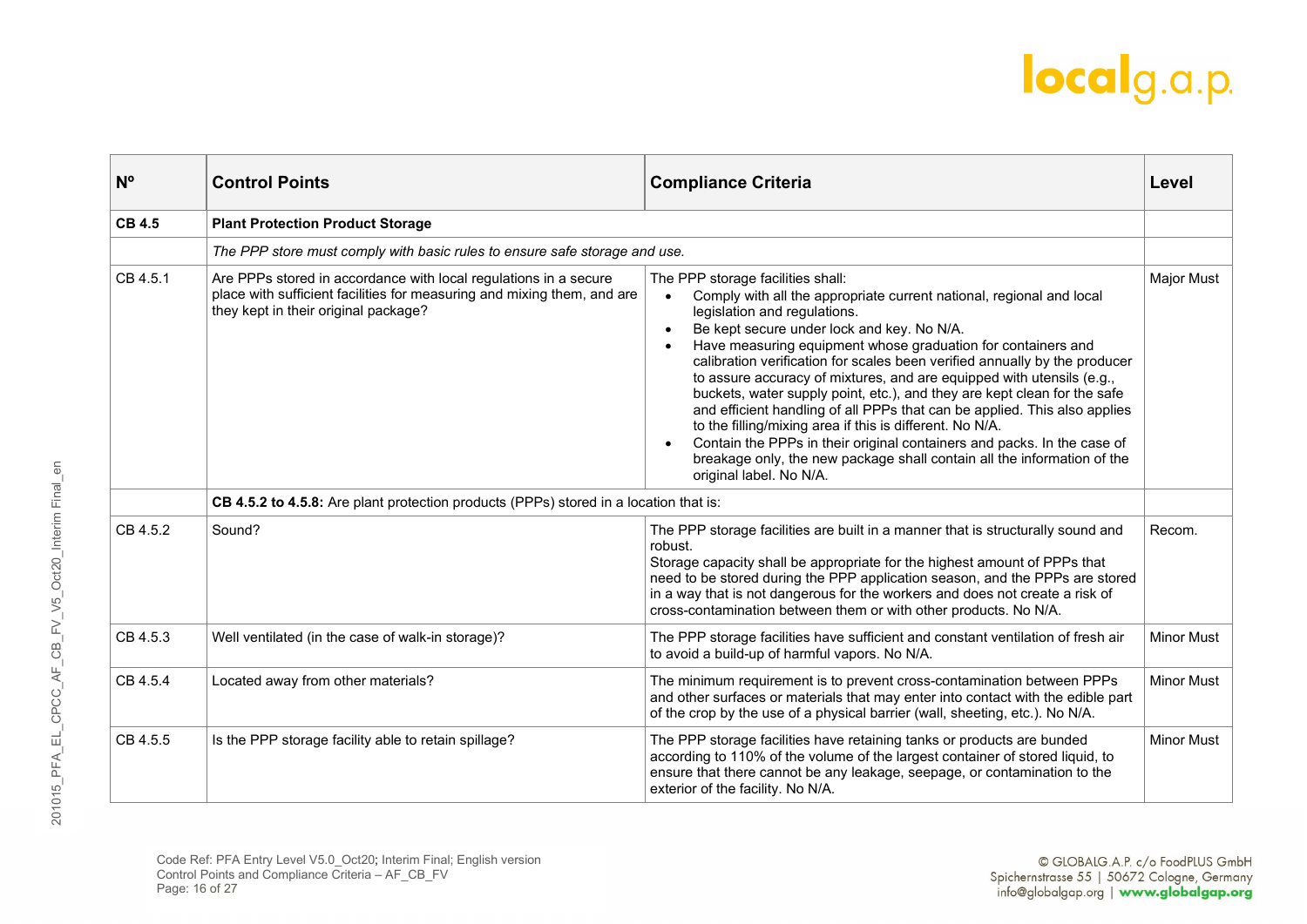| Nº | Control Points | Compliance Criteria | Level |
|---|---|---|---|
| **CB 4.5** | **Plant Protection Product Storage** | | |
| | *The PPP store must comply with basic rules to ensure safe storage and use.* | | |
| CB 4.5.1 | Are PPPs stored in accordance with local regulations in a secure place with sufficient facilities for measuring and mixing them, and are they kept in their original package? | The PPP storage facilities shall:<br>• Comply with all the appropriate current national, regional and local legislation and regulations.<br>• Be kept secure under lock and key. No N/A.<br>• Have measuring equipment whose graduation for containers and calibration verification for scales been verified annually by the producer to assure accuracy of mixtures, and are equipped with utensils (e.g., buckets, water supply point, etc.), and they are kept clean for the safe and efficient handling of all PPPs that can be applied. This also applies to the filling/mixing area if this is different. No N/A.<br>• Contain the PPPs in their original containers and packs. In the case of breakage only, the new package shall contain all the information of the original label. No N/A. | Major Must |
| | **CB 4.5.2 to 4.5.8:** Are plant protection products (PPPs) stored in a location that is: | | |
| CB 4.5.2 | Sound? | The PPP storage facilities are built in a manner that is structurally sound and robust.<br>Storage capacity shall be appropriate for the highest amount of PPPs that need to be stored during the PPP application season, and the PPPs are stored in a way that is not dangerous for the workers and does not create a risk of cross-contamination between them or with other products. No N/A. | Recom. |
| CB 4.5.3 | Well ventilated (in the case of walk-in storage)? | The PPP storage facilities have sufficient and constant ventilation of fresh air to avoid a build-up of harmful vapors. No N/A. | Minor Must |
| CB 4.5.4 | Located away from other materials? | The minimum requirement is to prevent cross-contamination between PPPs and other surfaces or materials that may enter into contact with the edible part of the crop by the use of a physical barrier (wall, sheeting, etc.). No N/A. | Minor Must |
| CB 4.5.5 | Is the PPP storage facility able to retain spillage? | The PPP storage facilities have retaining tanks or products are bunded according to 110% of the volume of the largest container of stored liquid, to ensure that there cannot be any leakage, seepage, or contamination to the exterior of the facility. No N/A. | Minor Must |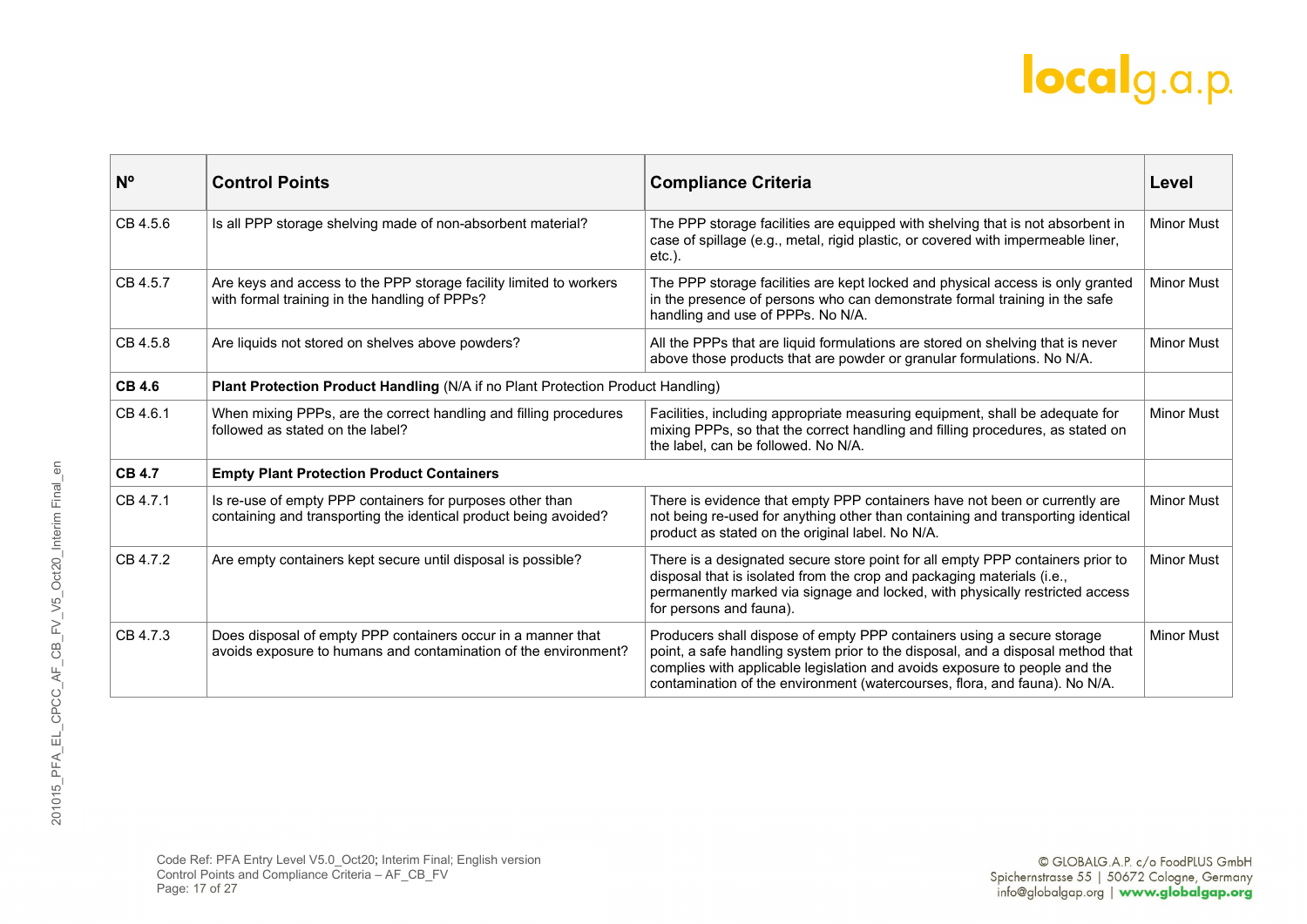| Nº | Control Points | Compliance Criteria | Level |
|---|---|---|---|
| CB 4.5.6 | Is all PPP storage shelving made of non-absorbent material? | The PPP storage facilities are equipped with shelving that is not absorbent in case of spillage (e.g., metal, rigid plastic, or covered with impermeable liner, etc.). | Minor Must |
| CB 4.5.7 | Are keys and access to the PPP storage facility limited to workers with formal training in the handling of PPPs? | The PPP storage facilities are kept locked and physical access is only granted in the presence of persons who can demonstrate formal training in the safe handling and use of PPPs. No N/A. | Minor Must |
| CB 4.5.8 | Are liquids not stored on shelves above powders? | All the PPPs that are liquid formulations are stored on shelving that is never above those products that are powder or granular formulations. No N/A. | Minor Must |
| **CB 4.6** | **Plant Protection Product Handling** (N/A if no Plant Protection Product Handling) | | |
| CB 4.6.1 | When mixing PPPs, are the correct handling and filling procedures followed as stated on the label? | Facilities, including appropriate measuring equipment, shall be adequate for mixing PPPs, so that the correct handling and filling procedures, as stated on the label, can be followed. No N/A. | Minor Must |
| **CB 4.7** | **Empty Plant Protection Product Containers** | | |
| CB 4.7.1 | Is re-use of empty PPP containers for purposes other than containing and transporting the identical product being avoided? | There is evidence that empty PPP containers have not been or currently are not being re-used for anything other than containing and transporting identical product as stated on the original label. No N/A. | Minor Must |
| CB 4.7.2 | Are empty containers kept secure until disposal is possible? | There is a designated secure store point for all empty PPP containers prior to disposal that is isolated from the crop and packaging materials (i.e., permanently marked via signage and locked, with physically restricted access for persons and fauna). | Minor Must |
| CB 4.7.3 | Does disposal of empty PPP containers occur in a manner that avoids exposure to humans and contamination of the environment? | Producers shall dispose of empty PPP containers using a secure storage point, a safe handling system prior to the disposal, and a disposal method that complies with applicable legislation and avoids exposure to people and the contamination of the environment (watercourses, flora, and fauna). No N/A. | Minor Must |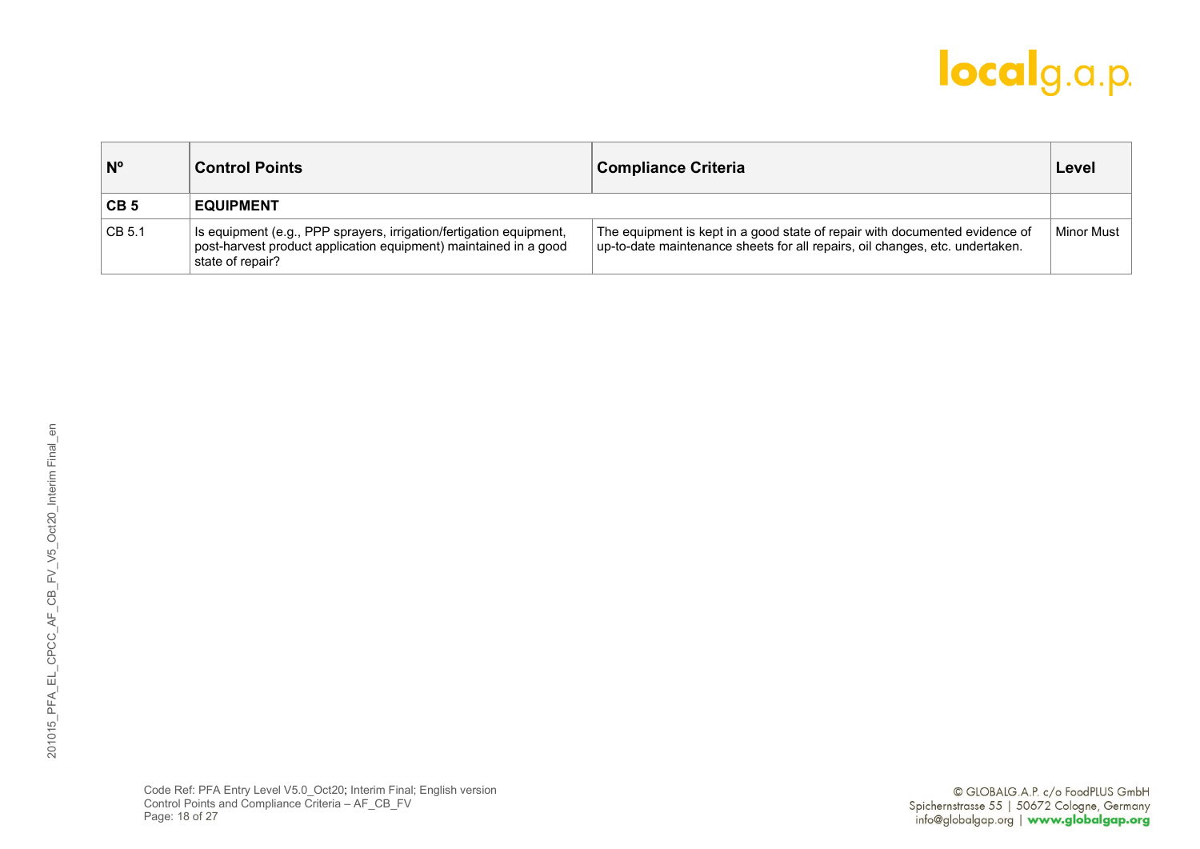| Nº | Control Points | Compliance Criteria | Level |
|---|---|---|---|
| **CB 5** | **EQUIPMENT** | | |
| CB 5.1 | Is equipment (e.g., PPP sprayers, irrigation/fertigation equipment, post-harvest product application equipment) maintained in a good state of repair? | The equipment is kept in a good state of repair with documented evidence of up-to-date maintenance sheets for all repairs, oil changes, etc. undertaken. | Minor Must |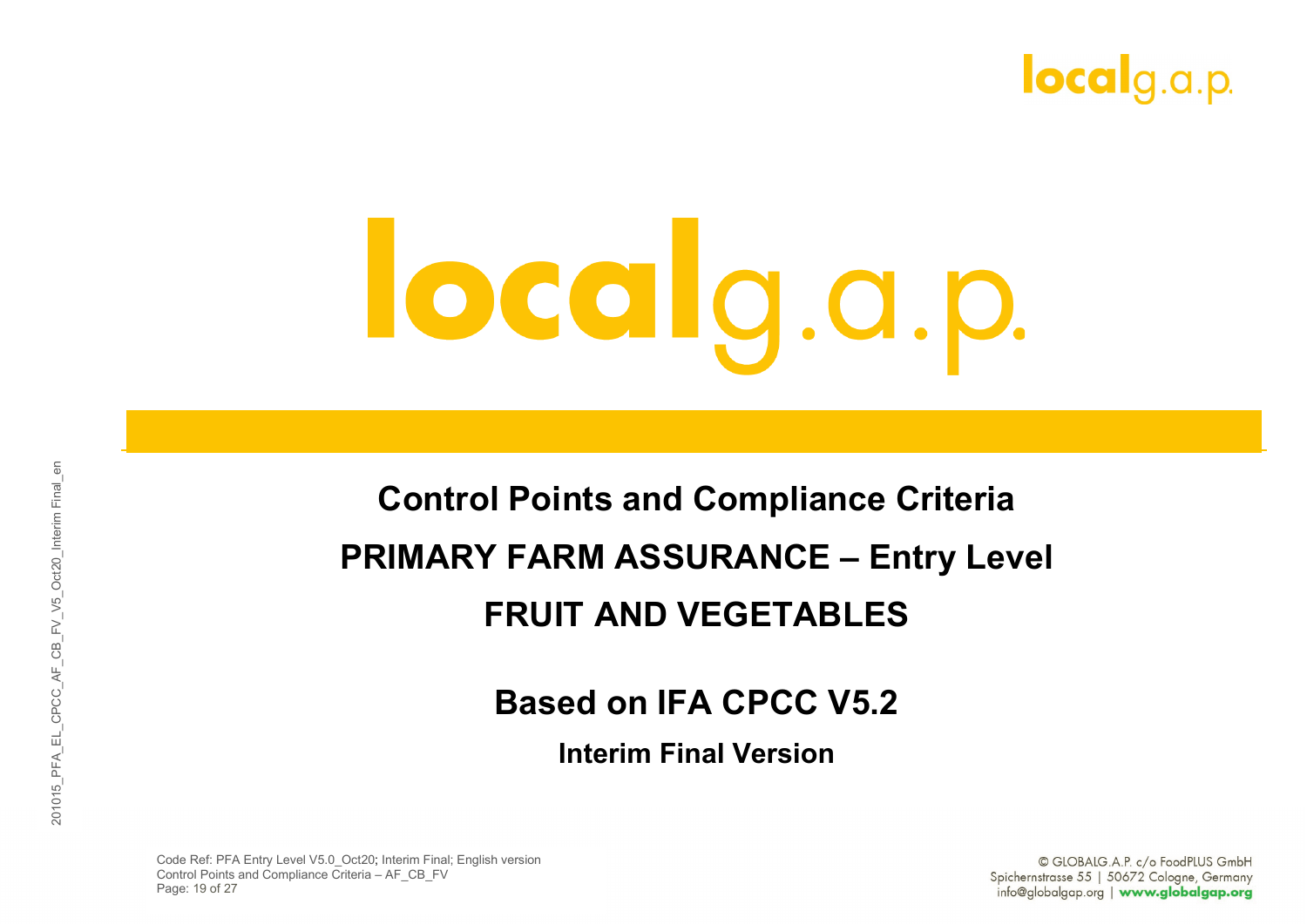# localg.a.p.

## Control Points and Compliance Criteria

## PRIMARY FARM ASSURANCE – Entry Level

## FRUIT AND VEGETABLES

### Based on IFA CPCC V5.2

**Interim Final Version**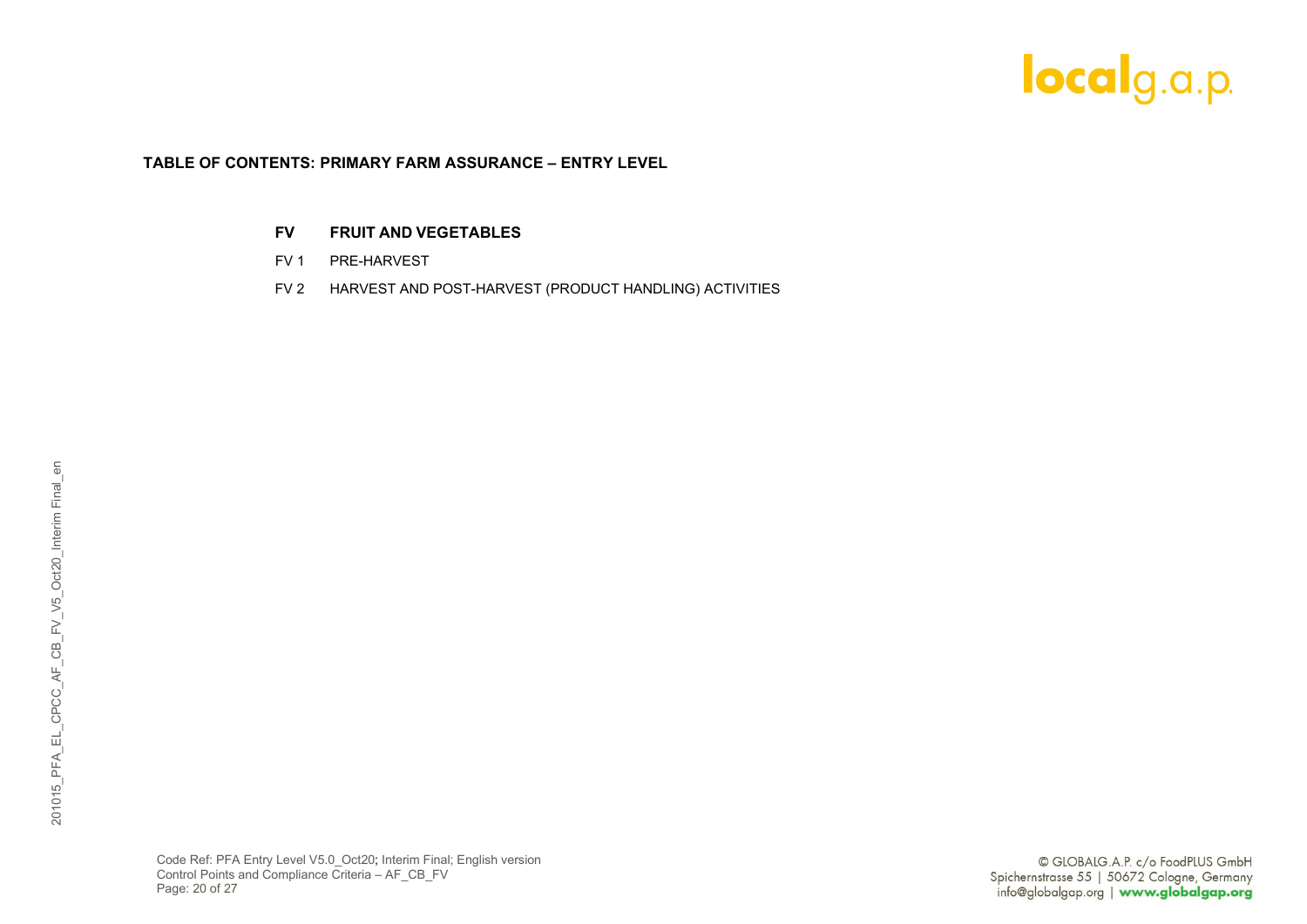**TABLE OF CONTENTS: PRIMARY FARM ASSURANCE – ENTRY LEVEL**

| | |
|---|---|
| **FV** | **FRUIT AND VEGETABLES** |
| FV 1 | PRE-HARVEST |
| FV 2 | HARVEST AND POST-HARVEST (PRODUCT HANDLING) ACTIVITIES |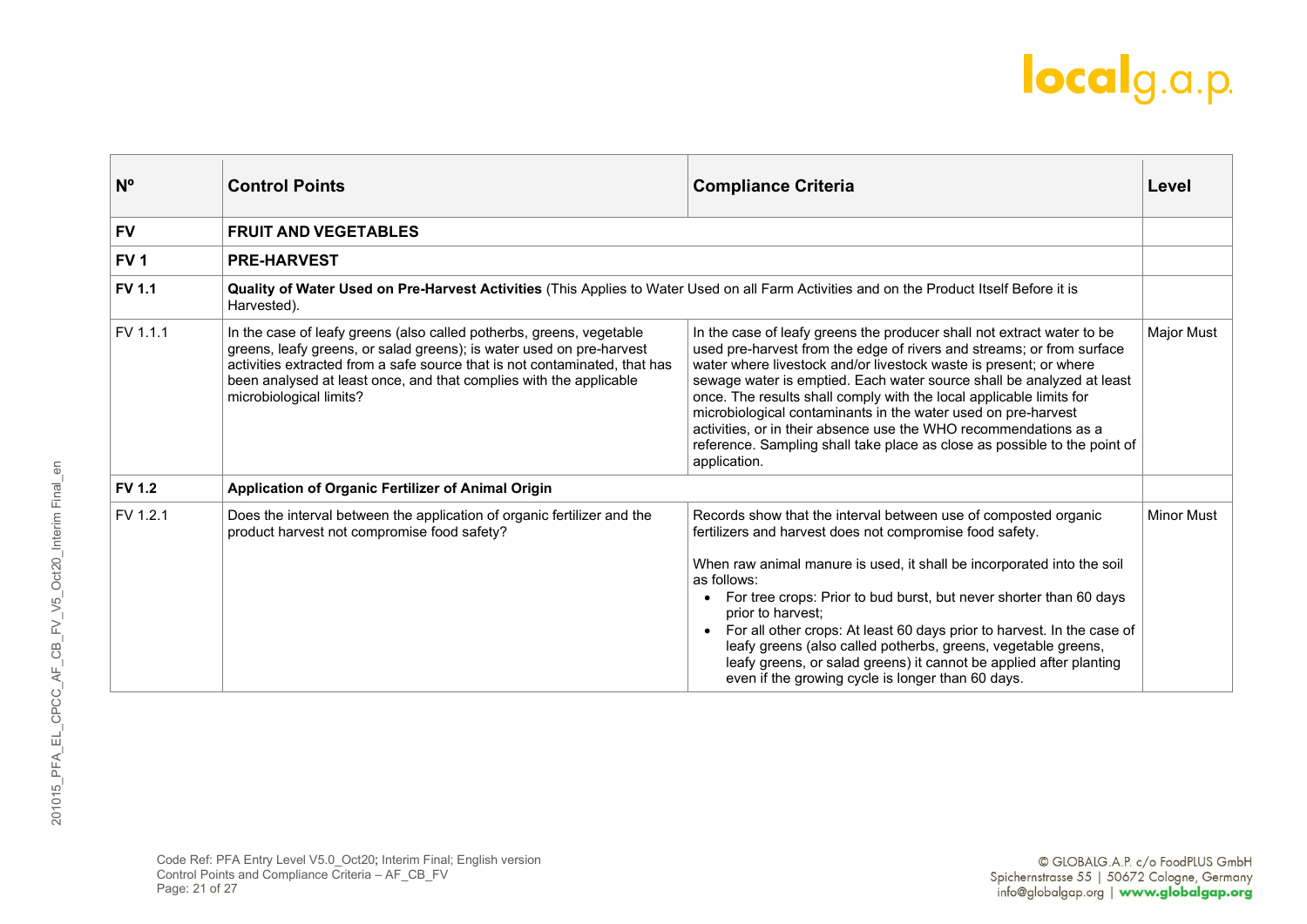| Nº | Control Points | Compliance Criteria | Level |
|---|---|---|---|
| **FV** | **FRUIT AND VEGETABLES** | | |
| **FV 1** | **PRE-HARVEST** | | |
| **FV 1.1** | **Quality of Water Used on Pre-Harvest Activities** (This Applies to Water Used on all Farm Activities and on the Product Itself Before it is Harvested). | | |
| FV 1.1.1 | In the case of leafy greens (also called potherbs, greens, vegetable greens, leafy greens, or salad greens); is water used on pre-harvest activities extracted from a safe source that is not contaminated, that has been analysed at least once, and that complies with the applicable microbiological limits? | In the case of leafy greens the producer shall not extract water to be used pre-harvest from the edge of rivers and streams; or from surface water where livestock and/or livestock waste is present; or where sewage water is emptied. Each water source shall be analyzed at least once. The results shall comply with the local applicable limits for microbiological contaminants in the water used on pre-harvest activities, or in their absence use the WHO recommendations as a reference. Sampling shall take place as close as possible to the point of application. | Major Must |
| **FV 1.2** | **Application of Organic Fertilizer of Animal Origin** | | |
| FV 1.2.1 | Does the interval between the application of organic fertilizer and the product harvest not compromise food safety? | Records show that the interval between use of composted organic fertilizers and harvest does not compromise food safety.<br><br>When raw animal manure is used, it shall be incorporated into the soil as follows:<br>• For tree crops: Prior to bud burst, but never shorter than 60 days prior to harvest;<br>• For all other crops: At least 60 days prior to harvest. In the case of leafy greens (also called potherbs, greens, vegetable greens, leafy greens, or salad greens) it cannot be applied after planting even if the growing cycle is longer than 60 days. | Minor Must |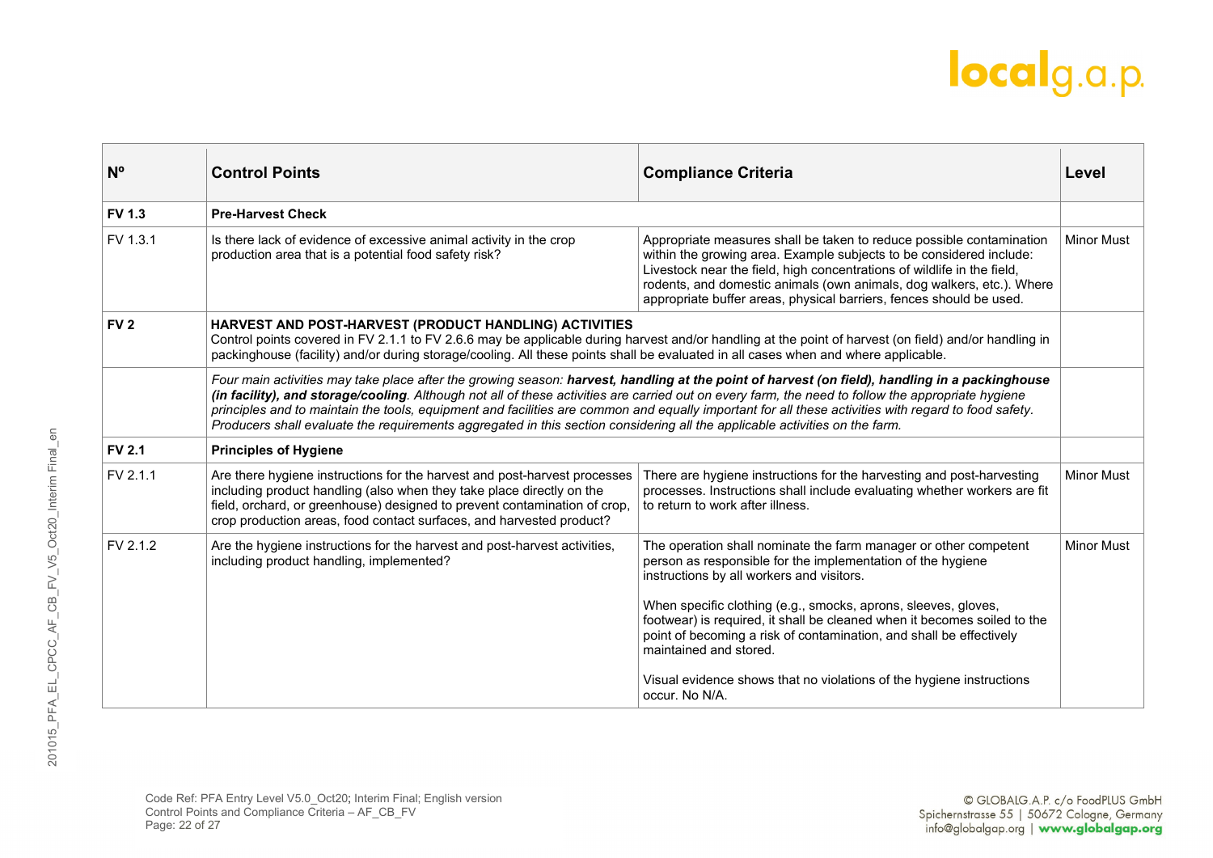| Nº | Control Points | Compliance Criteria | Level |
|---|---|---|---|
| **FV 1.3** | **Pre-Harvest Check** | | |
| FV 1.3.1 | Is there lack of evidence of excessive animal activity in the crop production area that is a potential food safety risk? | Appropriate measures shall be taken to reduce possible contamination within the growing area. Example subjects to be considered include: Livestock near the field, high concentrations of wildlife in the field, rodents, and domestic animals (own animals, dog walkers, etc.). Where appropriate buffer areas, physical barriers, fences should be used. | Minor Must |
| **FV 2** | **HARVEST AND POST-HARVEST (PRODUCT HANDLING) ACTIVITIES**<br>Control points covered in FV 2.1.1 to FV 2.6.6 may be applicable during harvest and/or handling at the point of harvest (on field) and/or handling in packinghouse (facility) and/or during storage/cooling. All these points shall be evaluated in all cases when and where applicable. | | |
| | *Four main activities may take place after the growing season:* ***harvest, handling at the point of harvest (on field), handling in a packinghouse (in facility), and storage/cooling****. Although not all of these activities are carried out on every farm, the need to follow the appropriate hygiene principles and to maintain the tools, equipment and facilities are common and equally important for all these activities with regard to food safety. Producers shall evaluate the requirements aggregated in this section considering all the applicable activities on the farm.* | | |
| **FV 2.1** | **Principles of Hygiene** | | |
| FV 2.1.1 | Are there hygiene instructions for the harvest and post-harvest processes including product handling (also when they take place directly on the field, orchard, or greenhouse) designed to prevent contamination of crop, crop production areas, food contact surfaces, and harvested product? | There are hygiene instructions for the harvesting and post-harvesting processes. Instructions shall include evaluating whether workers are fit to return to work after illness. | Minor Must |
| FV 2.1.2 | Are the hygiene instructions for the harvest and post-harvest activities, including product handling, implemented? | The operation shall nominate the farm manager or other competent person as responsible for the implementation of the hygiene instructions by all workers and visitors.<br><br>When specific clothing (e.g., smocks, aprons, sleeves, gloves, footwear) is required, it shall be cleaned when it becomes soiled to the point of becoming a risk of contamination, and shall be effectively maintained and stored.<br><br>Visual evidence shows that no violations of the hygiene instructions occur. No N/A. | Minor Must |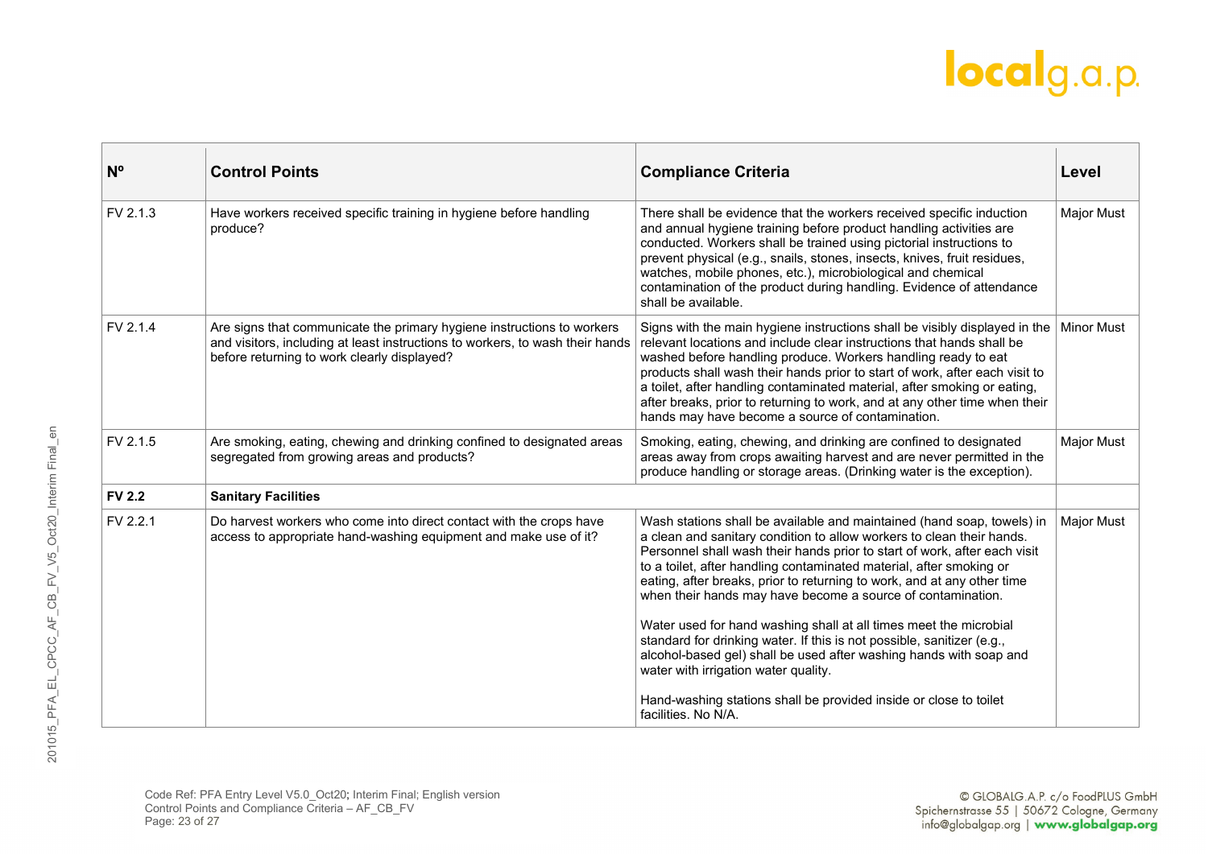| Nº | Control Points | Compliance Criteria | Level |
|---|---|---|---|
| FV 2.1.3 | Have workers received specific training in hygiene before handling produce? | There shall be evidence that the workers received specific induction and annual hygiene training before product handling activities are conducted. Workers shall be trained using pictorial instructions to prevent physical (e.g., snails, stones, insects, knives, fruit residues, watches, mobile phones, etc.), microbiological and chemical contamination of the product during handling. Evidence of attendance shall be available. | Major Must |
| FV 2.1.4 | Are signs that communicate the primary hygiene instructions to workers and visitors, including at least instructions to workers, to wash their hands before returning to work clearly displayed? | Signs with the main hygiene instructions shall be visibly displayed in the relevant locations and include clear instructions that hands shall be washed before handling produce. Workers handling ready to eat products shall wash their hands prior to start of work, after each visit to a toilet, after handling contaminated material, after smoking or eating, after breaks, prior to returning to work, and at any other time when their hands may have become a source of contamination. | Minor Must |
| FV 2.1.5 | Are smoking, eating, chewing and drinking confined to designated areas segregated from growing areas and products? | Smoking, eating, chewing, and drinking are confined to designated areas away from crops awaiting harvest and are never permitted in the produce handling or storage areas. (Drinking water is the exception). | Major Must |
| **FV 2.2** | **Sanitary Facilities** | | |
| FV 2.2.1 | Do harvest workers who come into direct contact with the crops have access to appropriate hand-washing equipment and make use of it? | Wash stations shall be available and maintained (hand soap, towels) in a clean and sanitary condition to allow workers to clean their hands. Personnel shall wash their hands prior to start of work, after each visit to a toilet, after handling contaminated material, after smoking or eating, after breaks, prior to returning to work, and at any other time when their hands may have become a source of contamination.<br><br>Water used for hand washing shall at all times meet the microbial standard for drinking water. If this is not possible, sanitizer (e.g., alcohol-based gel) shall be used after washing hands with soap and water with irrigation water quality.<br><br>Hand-washing stations shall be provided inside or close to toilet facilities. No N/A. | Major Must |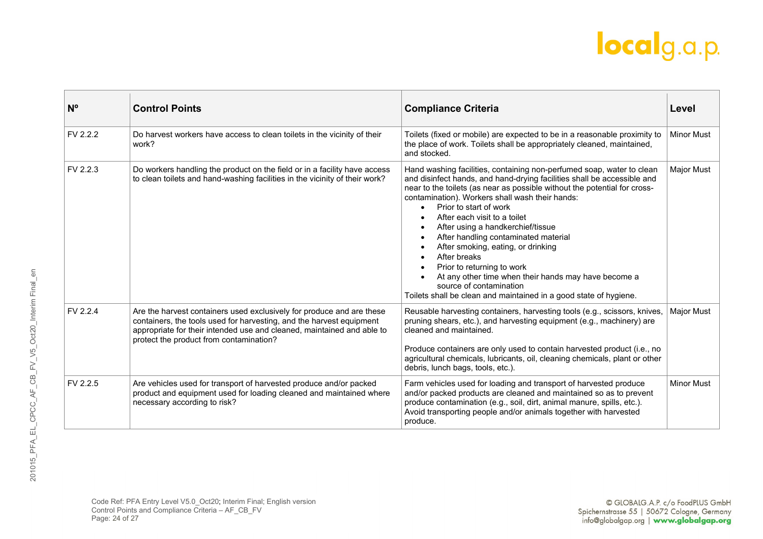| Nº | Control Points | Compliance Criteria | Level |
|---|---|---|---|
| FV 2.2.2 | Do harvest workers have access to clean toilets in the vicinity of their work? | Toilets (fixed or mobile) are expected to be in a reasonable proximity to the place of work. Toilets shall be appropriately cleaned, maintained, and stocked. | Minor Must |
| FV 2.2.3 | Do workers handling the product on the field or in a facility have access to clean toilets and hand-washing facilities in the vicinity of their work? | Hand washing facilities, containing non-perfumed soap, water to clean and disinfect hands, and hand-drying facilities shall be accessible and near to the toilets (as near as possible without the potential for cross-contamination). Workers shall wash their hands:<br>• Prior to start of work<br>• After each visit to a toilet<br>• After using a handkerchief/tissue<br>• After handling contaminated material<br>• After smoking, eating, or drinking<br>• After breaks<br>• Prior to returning to work<br>• At any other time when their hands may have become a source of contamination<br>Toilets shall be clean and maintained in a good state of hygiene. | Major Must |
| FV 2.2.4 | Are the harvest containers used exclusively for produce and are these containers, the tools used for harvesting, and the harvest equipment appropriate for their intended use and cleaned, maintained and able to protect the product from contamination? | Reusable harvesting containers, harvesting tools (e.g., scissors, knives, pruning shears, etc.), and harvesting equipment (e.g., machinery) are cleaned and maintained.<br><br>Produce containers are only used to contain harvested product (i.e., no agricultural chemicals, lubricants, oil, cleaning chemicals, plant or other debris, lunch bags, tools, etc.). | Major Must |
| FV 2.2.5 | Are vehicles used for transport of harvested produce and/or packed product and equipment used for loading cleaned and maintained where necessary according to risk? | Farm vehicles used for loading and transport of harvested produce and/or packed products are cleaned and maintained so as to prevent produce contamination (e.g., soil, dirt, animal manure, spills, etc.). Avoid transporting people and/or animals together with harvested produce. | Minor Must |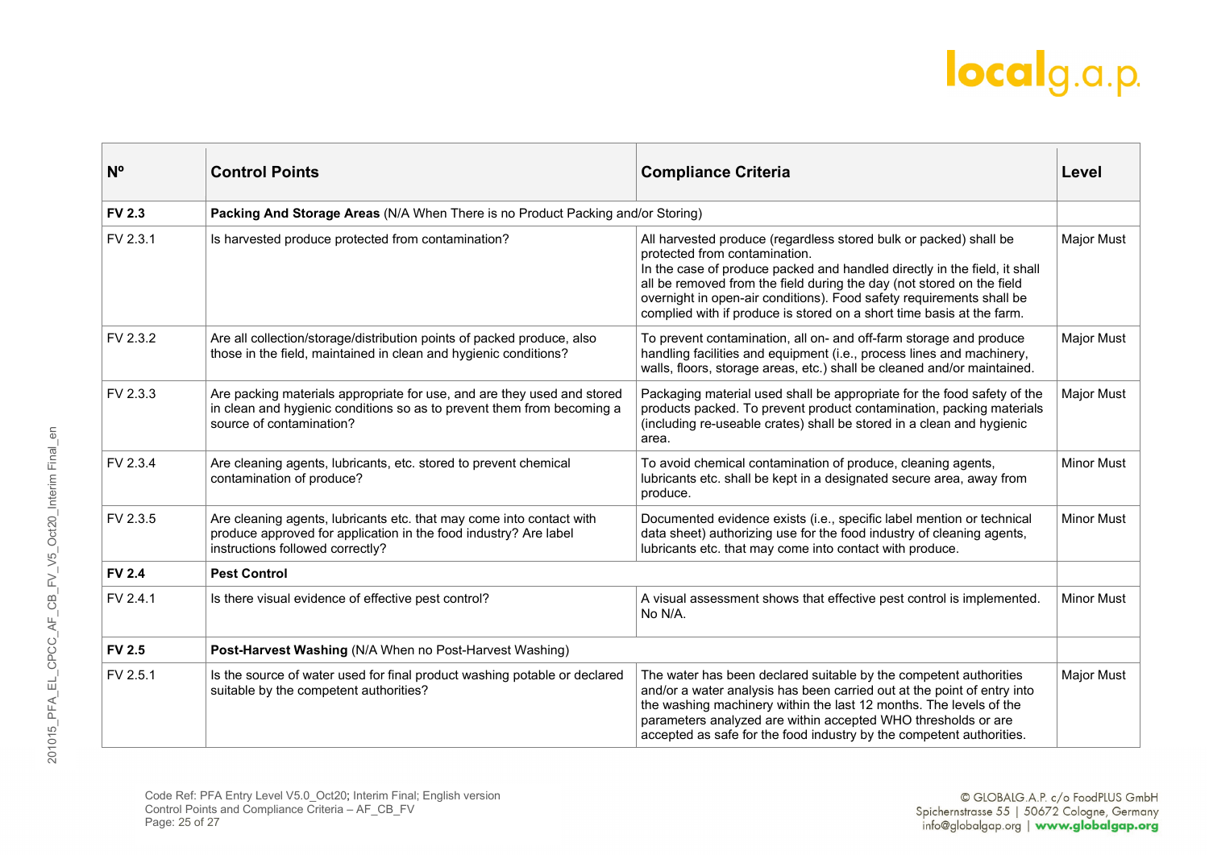| Nº | Control Points | Compliance Criteria | Level |
|---|---|---|---|
| **FV 2.3** | **Packing And Storage Areas** (N/A When There is no Product Packing and/or Storing) | | |
| FV 2.3.1 | Is harvested produce protected from contamination? | All harvested produce (regardless stored bulk or packed) shall be protected from contamination.<br>In the case of produce packed and handled directly in the field, it shall all be removed from the field during the day (not stored on the field overnight in open-air conditions). Food safety requirements shall be complied with if produce is stored on a short time basis at the farm. | Major Must |
| FV 2.3.2 | Are all collection/storage/distribution points of packed produce, also those in the field, maintained in clean and hygienic conditions? | To prevent contamination, all on- and off-farm storage and produce handling facilities and equipment (i.e., process lines and machinery, walls, floors, storage areas, etc.) shall be cleaned and/or maintained. | Major Must |
| FV 2.3.3 | Are packing materials appropriate for use, and are they used and stored in clean and hygienic conditions so as to prevent them from becoming a source of contamination? | Packaging material used shall be appropriate for the food safety of the products packed. To prevent product contamination, packing materials (including re-useable crates) shall be stored in a clean and hygienic area. | Major Must |
| FV 2.3.4 | Are cleaning agents, lubricants, etc. stored to prevent chemical contamination of produce? | To avoid chemical contamination of produce, cleaning agents, lubricants etc. shall be kept in a designated secure area, away from produce. | Minor Must |
| FV 2.3.5 | Are cleaning agents, lubricants etc. that may come into contact with produce approved for application in the food industry? Are label instructions followed correctly? | Documented evidence exists (i.e., specific label mention or technical data sheet) authorizing use for the food industry of cleaning agents, lubricants etc. that may come into contact with produce. | Minor Must |
| **FV 2.4** | **Pest Control** | | |
| FV 2.4.1 | Is there visual evidence of effective pest control? | A visual assessment shows that effective pest control is implemented. No N/A. | Minor Must |
| **FV 2.5** | **Post-Harvest Washing** (N/A When no Post-Harvest Washing) | | |
| FV 2.5.1 | Is the source of water used for final product washing potable or declared suitable by the competent authorities? | The water has been declared suitable by the competent authorities and/or a water analysis has been carried out at the point of entry into the washing machinery within the last 12 months. The levels of the parameters analyzed are within accepted WHO thresholds or are accepted as safe for the food industry by the competent authorities. | Major Must |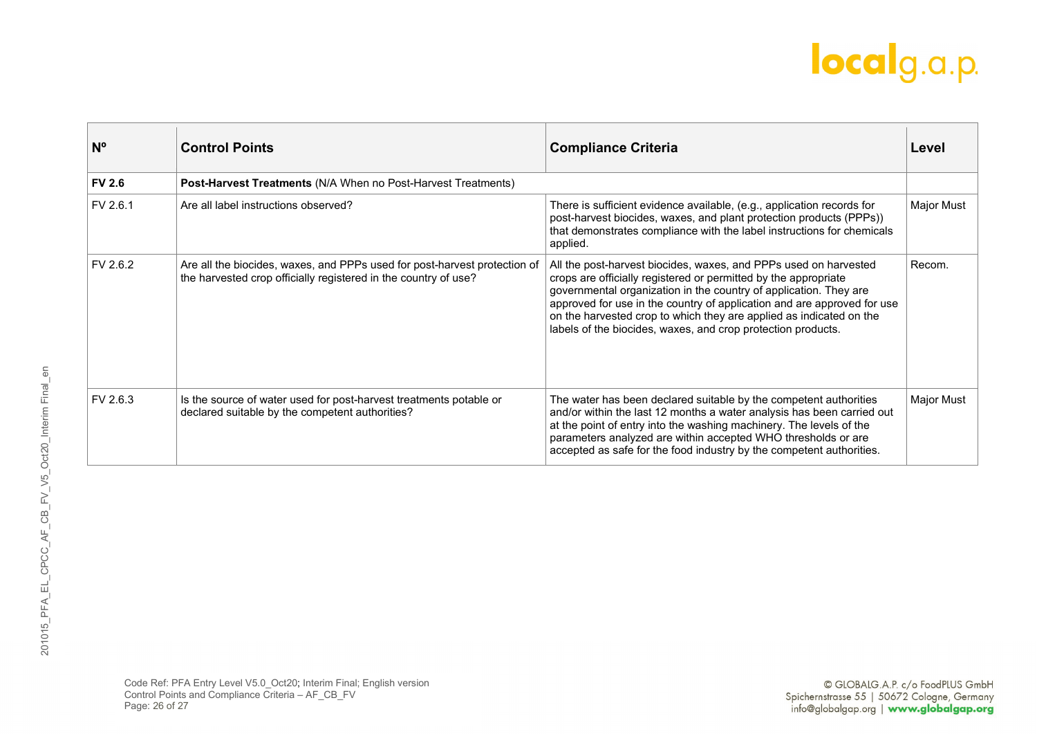| Nº | Control Points | Compliance Criteria | Level |
|---|---|---|---|
| **FV 2.6** | **Post-Harvest Treatments** (N/A When no Post-Harvest Treatments) | | |
| FV 2.6.1 | Are all label instructions observed? | There is sufficient evidence available, (e.g., application records for post-harvest biocides, waxes, and plant protection products (PPPs)) that demonstrates compliance with the label instructions for chemicals applied. | Major Must |
| FV 2.6.2 | Are all the biocides, waxes, and PPPs used for post-harvest protection of the harvested crop officially registered in the country of use? | All the post-harvest biocides, waxes, and PPPs used on harvested crops are officially registered or permitted by the appropriate governmental organization in the country of application. They are approved for use in the country of application and are approved for use on the harvested crop to which they are applied as indicated on the labels of the biocides, waxes, and crop protection products. | Recom. |
| FV 2.6.3 | Is the source of water used for post-harvest treatments potable or declared suitable by the competent authorities? | The water has been declared suitable by the competent authorities and/or within the last 12 months a water analysis has been carried out at the point of entry into the washing machinery. The levels of the parameters analyzed are within accepted WHO thresholds or are accepted as safe for the food industry by the competent authorities. | Major Must |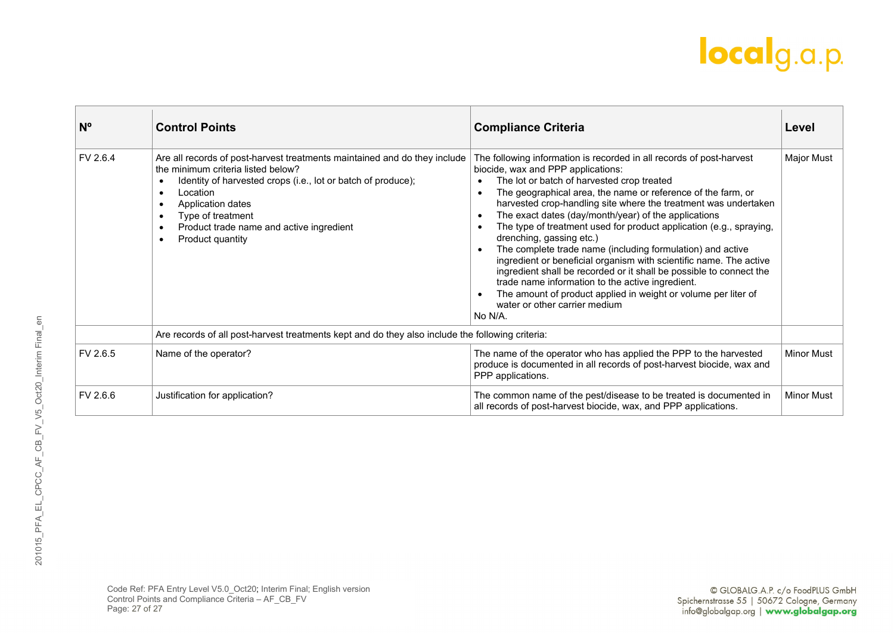| Nº | Control Points | Compliance Criteria | Level |
|---|---|---|---|
| FV 2.6.4 | Are all records of post-harvest treatments maintained and do they include the minimum criteria listed below?<br>• Identity of harvested crops (i.e., lot or batch of produce);<br>• Location<br>• Application dates<br>• Type of treatment<br>• Product trade name and active ingredient<br>• Product quantity | The following information is recorded in all records of post-harvest biocide, wax and PPP applications:<br>• The lot or batch of harvested crop treated<br>• The geographical area, the name or reference of the farm, or harvested crop-handling site where the treatment was undertaken<br>• The exact dates (day/month/year) of the applications<br>• The type of treatment used for product application (e.g., spraying, drenching, gassing etc.)<br>• The complete trade name (including formulation) and active ingredient or beneficial organism with scientific name. The active ingredient shall be recorded or it shall be possible to connect the trade name information to the active ingredient.<br>• The amount of product applied in weight or volume per liter of water or other carrier medium<br>No N/A. | Major Must |
| | Are records of all post-harvest treatments kept and do they also include the following criteria: | | |
| FV 2.6.5 | Name of the operator? | The name of the operator who has applied the PPP to the harvested produce is documented in all records of post-harvest biocide, wax and PPP applications. | Minor Must |
| FV 2.6.6 | Justification for application? | The common name of the pest/disease to be treated is documented in all records of post-harvest biocide, wax, and PPP applications. | Minor Must |